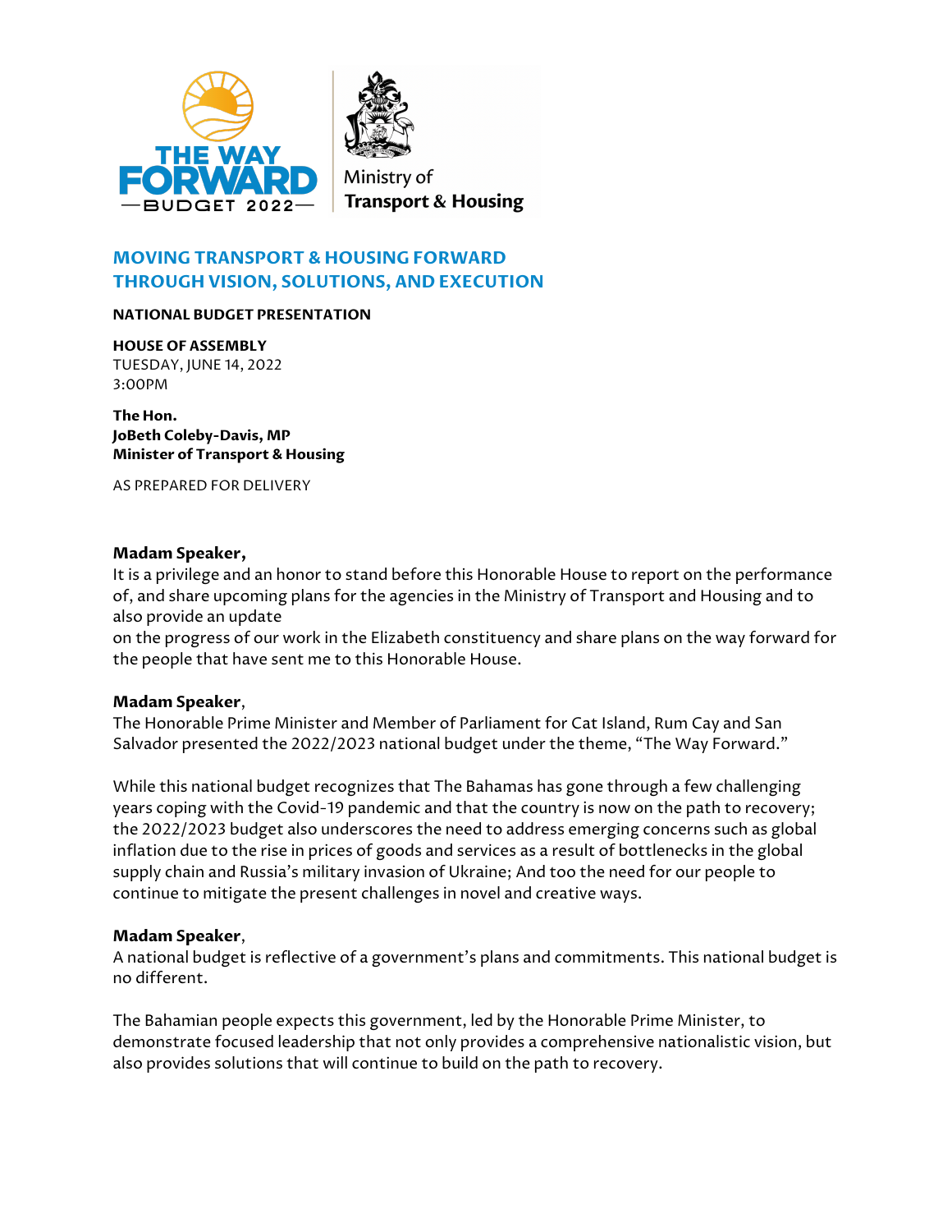THE WAY FORWARD
—BUDGET 2022—

Ministry of
**Transport & Housing**

# MOVING TRANSPORT & HOUSING FORWARD THROUGH VISION, SOLUTIONS, AND EXECUTION

**NATIONAL BUDGET PRESENTATION**

**HOUSE OF ASSEMBLY**
TUESDAY, JUNE 14, 2022
3:00PM

**The Hon.**
**JoBeth Coleby-Davis, MP**
**Minister of Transport & Housing**

AS PREPARED FOR DELIVERY

**Madam Speaker,**
It is a privilege and an honor to stand before this Honorable House to report on the performance of, and share upcoming plans for the agencies in the Ministry of Transport and Housing and to also provide an update
on the progress of our work in the Elizabeth constituency and share plans on the way forward for the people that have sent me to this Honorable House.

**Madam Speaker**,
The Honorable Prime Minister and Member of Parliament for Cat Island, Rum Cay and San Salvador presented the 2022/2023 national budget under the theme, "The Way Forward."

While this national budget recognizes that The Bahamas has gone through a few challenging years coping with the Covid-19 pandemic and that the country is now on the path to recovery; the 2022/2023 budget also underscores the need to address emerging concerns such as global inflation due to the rise in prices of goods and services as a result of bottlenecks in the global supply chain and Russia's military invasion of Ukraine; And too the need for our people to continue to mitigate the present challenges in novel and creative ways.

**Madam Speaker**,
A national budget is reflective of a government's plans and commitments. This national budget is no different.

The Bahamian people expects this government, led by the Honorable Prime Minister, to demonstrate focused leadership that not only provides a comprehensive nationalistic vision, but also provides solutions that will continue to build on the path to recovery.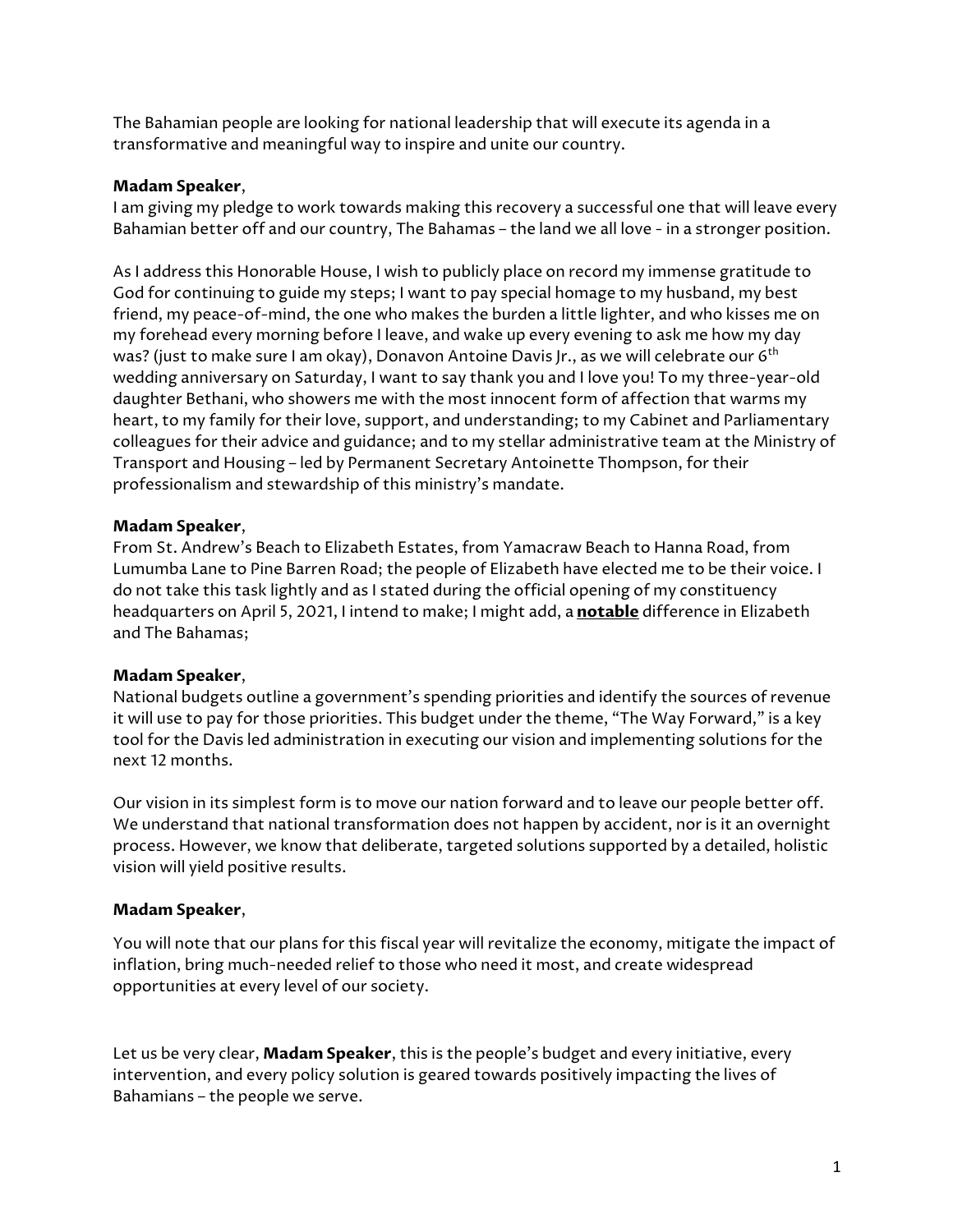The Bahamian people are looking for national leadership that will execute its agenda in a transformative and meaningful way to inspire and unite our country.

**Madam Speaker**,
I am giving my pledge to work towards making this recovery a successful one that will leave every Bahamian better off and our country, The Bahamas – the land we all love - in a stronger position.

As I address this Honorable House, I wish to publicly place on record my immense gratitude to God for continuing to guide my steps; I want to pay special homage to my husband, my best friend, my peace-of-mind, the one who makes the burden a little lighter, and who kisses me on my forehead every morning before I leave, and wake up every evening to ask me how my day was? (just to make sure I am okay), Donavon Antoine Davis Jr., as we will celebrate our 6th wedding anniversary on Saturday, I want to say thank you and I love you! To my three-year-old daughter Bethani, who showers me with the most innocent form of affection that warms my heart, to my family for their love, support, and understanding; to my Cabinet and Parliamentary colleagues for their advice and guidance; and to my stellar administrative team at the Ministry of Transport and Housing – led by Permanent Secretary Antoinette Thompson, for their professionalism and stewardship of this ministry's mandate.

**Madam Speaker**,
From St. Andrew's Beach to Elizabeth Estates, from Yamacraw Beach to Hanna Road, from Lumumba Lane to Pine Barren Road; the people of Elizabeth have elected me to be their voice. I do not take this task lightly and as I stated during the official opening of my constituency headquarters on April 5, 2021, I intend to make; I might add, a <u>**notable**</u> difference in Elizabeth and The Bahamas;

**Madam Speaker**,
National budgets outline a government's spending priorities and identify the sources of revenue it will use to pay for those priorities. This budget under the theme, "The Way Forward," is a key tool for the Davis led administration in executing our vision and implementing solutions for the next 12 months.

Our vision in its simplest form is to move our nation forward and to leave our people better off. We understand that national transformation does not happen by accident, nor is it an overnight process. However, we know that deliberate, targeted solutions supported by a detailed, holistic vision will yield positive results.

**Madam Speaker**,

You will note that our plans for this fiscal year will revitalize the economy, mitigate the impact of inflation, bring much-needed relief to those who need it most, and create widespread opportunities at every level of our society.

Let us be very clear, **Madam Speaker**, this is the people's budget and every initiative, every intervention, and every policy solution is geared towards positively impacting the lives of Bahamians – the people we serve.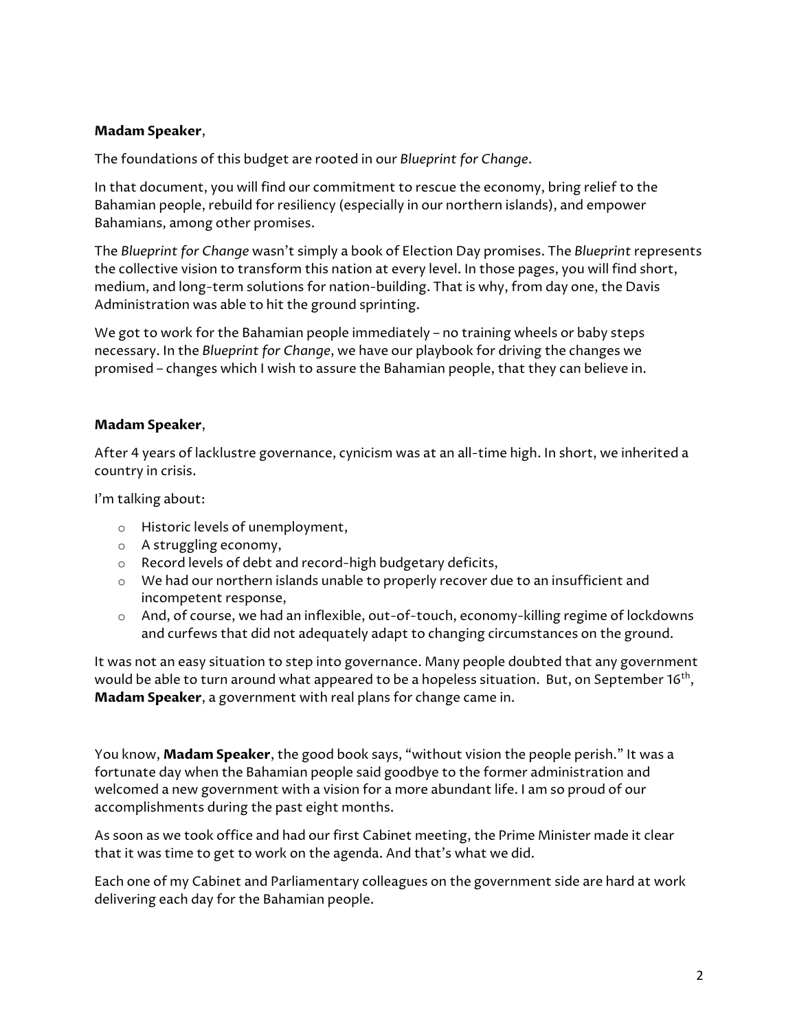**Madam Speaker**,

The foundations of this budget are rooted in our *Blueprint for Change*.

In that document, you will find our commitment to rescue the economy, bring relief to the Bahamian people, rebuild for resiliency (especially in our northern islands), and empower Bahamians, among other promises.

The *Blueprint for Change* wasn't simply a book of Election Day promises. The *Blueprint* represents the collective vision to transform this nation at every level. In those pages, you will find short, medium, and long-term solutions for nation-building. That is why, from day one, the Davis Administration was able to hit the ground sprinting.

We got to work for the Bahamian people immediately – no training wheels or baby steps necessary. In the *Blueprint for Change*, we have our playbook for driving the changes we promised – changes which I wish to assure the Bahamian people, that they can believe in.

**Madam Speaker**,

After 4 years of lacklustre governance, cynicism was at an all-time high. In short, we inherited a country in crisis.

I'm talking about:

- Historic levels of unemployment,
- A struggling economy,
- Record levels of debt and record-high budgetary deficits,
- We had our northern islands unable to properly recover due to an insufficient and incompetent response,
- And, of course, we had an inflexible, out-of-touch, economy-killing regime of lockdowns and curfews that did not adequately adapt to changing circumstances on the ground.

It was not an easy situation to step into governance. Many people doubted that any government would be able to turn around what appeared to be a hopeless situation. But, on September 16th, **Madam Speaker**, a government with real plans for change came in.

You know, **Madam Speaker**, the good book says, "without vision the people perish." It was a fortunate day when the Bahamian people said goodbye to the former administration and welcomed a new government with a vision for a more abundant life. I am so proud of our accomplishments during the past eight months.

As soon as we took office and had our first Cabinet meeting, the Prime Minister made it clear that it was time to get to work on the agenda. And that's what we did.

Each one of my Cabinet and Parliamentary colleagues on the government side are hard at work delivering each day for the Bahamian people.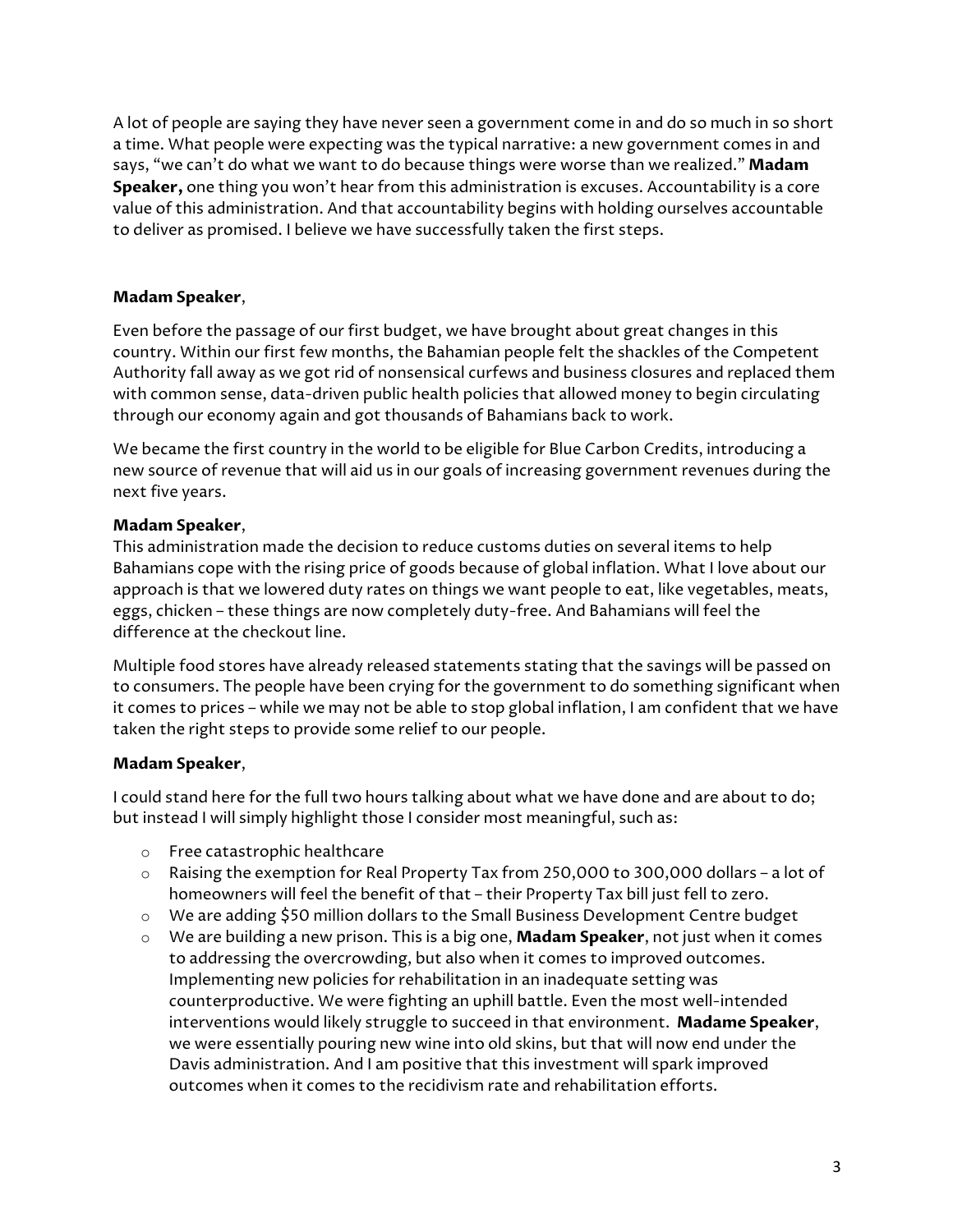A lot of people are saying they have never seen a government come in and do so much in so short a time. What people were expecting was the typical narrative: a new government comes in and says, "we can't do what we want to do because things were worse than we realized." **Madam Speaker,** one thing you won't hear from this administration is excuses. Accountability is a core value of this administration. And that accountability begins with holding ourselves accountable to deliver as promised. I believe we have successfully taken the first steps.

**Madam Speaker**,

Even before the passage of our first budget, we have brought about great changes in this country. Within our first few months, the Bahamian people felt the shackles of the Competent Authority fall away as we got rid of nonsensical curfews and business closures and replaced them with common sense, data-driven public health policies that allowed money to begin circulating through our economy again and got thousands of Bahamians back to work.

We became the first country in the world to be eligible for Blue Carbon Credits, introducing a new source of revenue that will aid us in our goals of increasing government revenues during the next five years.

**Madam Speaker**,
This administration made the decision to reduce customs duties on several items to help Bahamians cope with the rising price of goods because of global inflation. What I love about our approach is that we lowered duty rates on things we want people to eat, like vegetables, meats, eggs, chicken – these things are now completely duty-free. And Bahamians will feel the difference at the checkout line.

Multiple food stores have already released statements stating that the savings will be passed on to consumers. The people have been crying for the government to do something significant when it comes to prices – while we may not be able to stop global inflation, I am confident that we have taken the right steps to provide some relief to our people.

**Madam Speaker**,

I could stand here for the full two hours talking about what we have done and are about to do; but instead I will simply highlight those I consider most meaningful, such as:

- Free catastrophic healthcare
- Raising the exemption for Real Property Tax from 250,000 to 300,000 dollars – a lot of homeowners will feel the benefit of that – their Property Tax bill just fell to zero.
- We are adding $50 million dollars to the Small Business Development Centre budget
- We are building a new prison. This is a big one, **Madam Speaker**, not just when it comes to addressing the overcrowding, but also when it comes to improved outcomes. Implementing new policies for rehabilitation in an inadequate setting was counterproductive. We were fighting an uphill battle. Even the most well-intended interventions would likely struggle to succeed in that environment. **Madame Speaker**, we were essentially pouring new wine into old skins, but that will now end under the Davis administration. And I am positive that this investment will spark improved outcomes when it comes to the recidivism rate and rehabilitation efforts.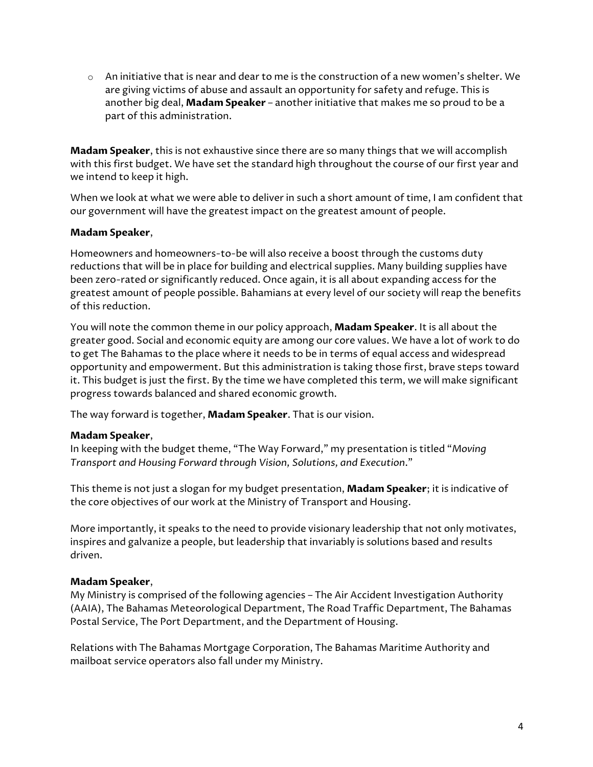- An initiative that is near and dear to me is the construction of a new women's shelter. We are giving victims of abuse and assault an opportunity for safety and refuge. This is another big deal, **Madam Speaker** – another initiative that makes me so proud to be a part of this administration.

**Madam Speaker**, this is not exhaustive since there are so many things that we will accomplish with this first budget. We have set the standard high throughout the course of our first year and we intend to keep it high.

When we look at what we were able to deliver in such a short amount of time, I am confident that our government will have the greatest impact on the greatest amount of people.

**Madam Speaker**,

Homeowners and homeowners-to-be will also receive a boost through the customs duty reductions that will be in place for building and electrical supplies. Many building supplies have been zero-rated or significantly reduced. Once again, it is all about expanding access for the greatest amount of people possible. Bahamians at every level of our society will reap the benefits of this reduction.

You will note the common theme in our policy approach, **Madam Speaker**. It is all about the greater good. Social and economic equity are among our core values. We have a lot of work to do to get The Bahamas to the place where it needs to be in terms of equal access and widespread opportunity and empowerment. But this administration is taking those first, brave steps toward it. This budget is just the first. By the time we have completed this term, we will make significant progress towards balanced and shared economic growth.

The way forward is together, **Madam Speaker**. That is our vision.

**Madam Speaker**,
In keeping with the budget theme, "The Way Forward," my presentation is titled "*Moving Transport and Housing Forward through Vision, Solutions, and Execution*."

This theme is not just a slogan for my budget presentation, **Madam Speaker**; it is indicative of the core objectives of our work at the Ministry of Transport and Housing.

More importantly, it speaks to the need to provide visionary leadership that not only motivates, inspires and galvanize a people, but leadership that invariably is solutions based and results driven.

**Madam Speaker**,
My Ministry is comprised of the following agencies – The Air Accident Investigation Authority (AAIA), The Bahamas Meteorological Department, The Road Traffic Department, The Bahamas Postal Service, The Port Department, and the Department of Housing.

Relations with The Bahamas Mortgage Corporation, The Bahamas Maritime Authority and mailboat service operators also fall under my Ministry.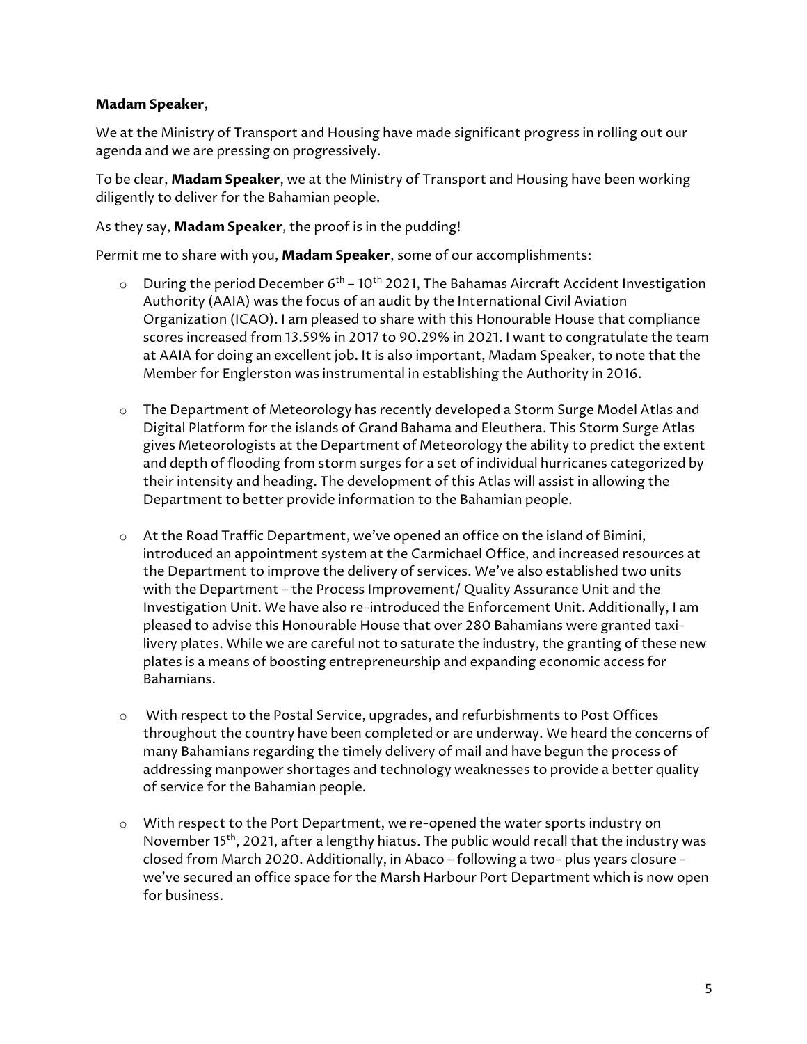**Madam Speaker**,

We at the Ministry of Transport and Housing have made significant progress in rolling out our agenda and we are pressing on progressively.

To be clear, **Madam Speaker**, we at the Ministry of Transport and Housing have been working diligently to deliver for the Bahamian people.

As they say, **Madam Speaker**, the proof is in the pudding!

Permit me to share with you, **Madam Speaker**, some of our accomplishments:

- During the period December 6th – 10th 2021, The Bahamas Aircraft Accident Investigation Authority (AAIA) was the focus of an audit by the International Civil Aviation Organization (ICAO). I am pleased to share with this Honourable House that compliance scores increased from 13.59% in 2017 to 90.29% in 2021. I want to congratulate the team at AAIA for doing an excellent job. It is also important, Madam Speaker, to note that the Member for Englerston was instrumental in establishing the Authority in 2016.

- The Department of Meteorology has recently developed a Storm Surge Model Atlas and Digital Platform for the islands of Grand Bahama and Eleuthera. This Storm Surge Atlas gives Meteorologists at the Department of Meteorology the ability to predict the extent and depth of flooding from storm surges for a set of individual hurricanes categorized by their intensity and heading. The development of this Atlas will assist in allowing the Department to better provide information to the Bahamian people.

- At the Road Traffic Department, we've opened an office on the island of Bimini, introduced an appointment system at the Carmichael Office, and increased resources at the Department to improve the delivery of services. We've also established two units with the Department – the Process Improvement/ Quality Assurance Unit and the Investigation Unit. We have also re-introduced the Enforcement Unit. Additionally, I am pleased to advise this Honourable House that over 280 Bahamians were granted taxi-livery plates. While we are careful not to saturate the industry, the granting of these new plates is a means of boosting entrepreneurship and expanding economic access for Bahamians.

- With respect to the Postal Service, upgrades, and refurbishments to Post Offices throughout the country have been completed or are underway. We heard the concerns of many Bahamians regarding the timely delivery of mail and have begun the process of addressing manpower shortages and technology weaknesses to provide a better quality of service for the Bahamian people.

- With respect to the Port Department, we re-opened the water sports industry on November 15th, 2021, after a lengthy hiatus. The public would recall that the industry was closed from March 2020. Additionally, in Abaco – following a two- plus years closure – we've secured an office space for the Marsh Harbour Port Department which is now open for business.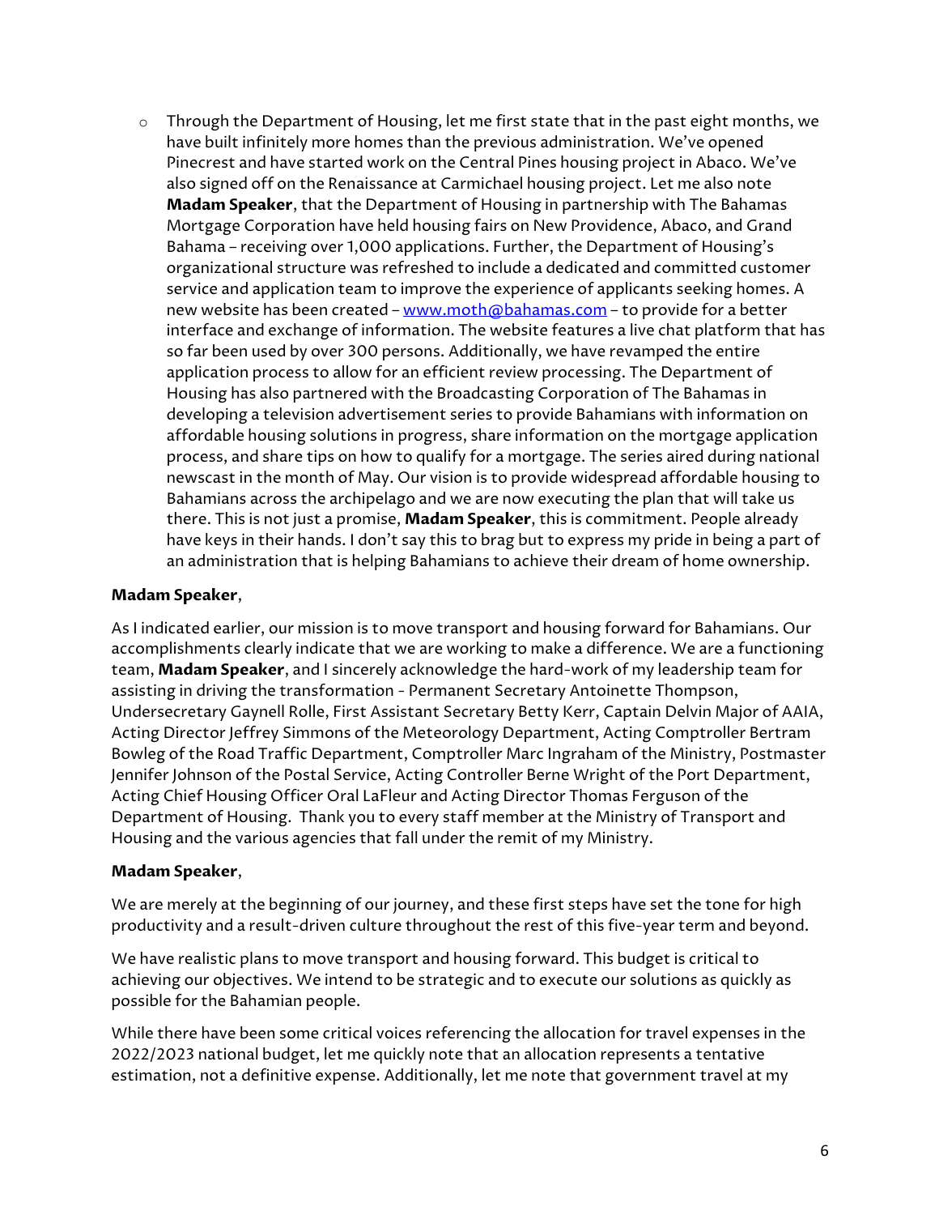- Through the Department of Housing, let me first state that in the past eight months, we have built infinitely more homes than the previous administration. We've opened Pinecrest and have started work on the Central Pines housing project in Abaco. We've also signed off on the Renaissance at Carmichael housing project. Let me also note **Madam Speaker**, that the Department of Housing in partnership with The Bahamas Mortgage Corporation have held housing fairs on New Providence, Abaco, and Grand Bahama – receiving over 1,000 applications. Further, the Department of Housing's organizational structure was refreshed to include a dedicated and committed customer service and application team to improve the experience of applicants seeking homes. A new website has been created – [www.moth@bahamas.com](www.moth@bahamas.com) – to provide for a better interface and exchange of information. The website features a live chat platform that has so far been used by over 300 persons. Additionally, we have revamped the entire application process to allow for an efficient review processing. The Department of Housing has also partnered with the Broadcasting Corporation of The Bahamas in developing a television advertisement series to provide Bahamians with information on affordable housing solutions in progress, share information on the mortgage application process, and share tips on how to qualify for a mortgage. The series aired during national newscast in the month of May. Our vision is to provide widespread affordable housing to Bahamians across the archipelago and we are now executing the plan that will take us there. This is not just a promise, **Madam Speaker**, this is commitment. People already have keys in their hands. I don't say this to brag but to express my pride in being a part of an administration that is helping Bahamians to achieve their dream of home ownership.

**Madam Speaker**,

As I indicated earlier, our mission is to move transport and housing forward for Bahamians. Our accomplishments clearly indicate that we are working to make a difference. We are a functioning team, **Madam Speaker**, and I sincerely acknowledge the hard-work of my leadership team for assisting in driving the transformation - Permanent Secretary Antoinette Thompson, Undersecretary Gaynell Rolle, First Assistant Secretary Betty Kerr, Captain Delvin Major of AAIA, Acting Director Jeffrey Simmons of the Meteorology Department, Acting Comptroller Bertram Bowleg of the Road Traffic Department, Comptroller Marc Ingraham of the Ministry, Postmaster Jennifer Johnson of the Postal Service, Acting Controller Berne Wright of the Port Department, Acting Chief Housing Officer Oral LaFleur and Acting Director Thomas Ferguson of the Department of Housing. Thank you to every staff member at the Ministry of Transport and Housing and the various agencies that fall under the remit of my Ministry.

**Madam Speaker**,

We are merely at the beginning of our journey, and these first steps have set the tone for high productivity and a result-driven culture throughout the rest of this five-year term and beyond.

We have realistic plans to move transport and housing forward. This budget is critical to achieving our objectives. We intend to be strategic and to execute our solutions as quickly as possible for the Bahamian people.

While there have been some critical voices referencing the allocation for travel expenses in the 2022/2023 national budget, let me quickly note that an allocation represents a tentative estimation, not a definitive expense. Additionally, let me note that government travel at my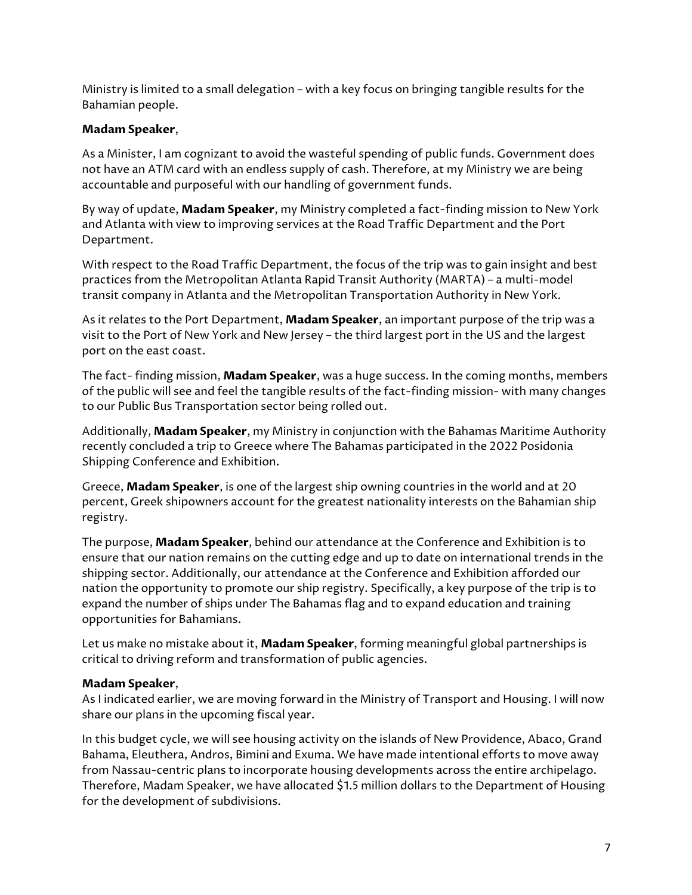Ministry is limited to a small delegation – with a key focus on bringing tangible results for the Bahamian people.

**Madam Speaker**,

As a Minister, I am cognizant to avoid the wasteful spending of public funds. Government does not have an ATM card with an endless supply of cash. Therefore, at my Ministry we are being accountable and purposeful with our handling of government funds.

By way of update, **Madam Speaker**, my Ministry completed a fact-finding mission to New York and Atlanta with view to improving services at the Road Traffic Department and the Port Department.

With respect to the Road Traffic Department, the focus of the trip was to gain insight and best practices from the Metropolitan Atlanta Rapid Transit Authority (MARTA) – a multi-model transit company in Atlanta and the Metropolitan Transportation Authority in New York.

As it relates to the Port Department, **Madam Speaker**, an important purpose of the trip was a visit to the Port of New York and New Jersey – the third largest port in the US and the largest port on the east coast.

The fact- finding mission, **Madam Speaker**, was a huge success. In the coming months, members of the public will see and feel the tangible results of the fact-finding mission- with many changes to our Public Bus Transportation sector being rolled out.

Additionally, **Madam Speaker**, my Ministry in conjunction with the Bahamas Maritime Authority recently concluded a trip to Greece where The Bahamas participated in the 2022 Posidonia Shipping Conference and Exhibition.

Greece, **Madam Speaker**, is one of the largest ship owning countries in the world and at 20 percent, Greek shipowners account for the greatest nationality interests on the Bahamian ship registry.

The purpose, **Madam Speaker**, behind our attendance at the Conference and Exhibition is to ensure that our nation remains on the cutting edge and up to date on international trends in the shipping sector. Additionally, our attendance at the Conference and Exhibition afforded our nation the opportunity to promote our ship registry. Specifically, a key purpose of the trip is to expand the number of ships under The Bahamas flag and to expand education and training opportunities for Bahamians.

Let us make no mistake about it, **Madam Speaker**, forming meaningful global partnerships is critical to driving reform and transformation of public agencies.

**Madam Speaker**,
As I indicated earlier, we are moving forward in the Ministry of Transport and Housing. I will now share our plans in the upcoming fiscal year.

In this budget cycle, we will see housing activity on the islands of New Providence, Abaco, Grand Bahama, Eleuthera, Andros, Bimini and Exuma. We have made intentional efforts to move away from Nassau-centric plans to incorporate housing developments across the entire archipelago. Therefore, Madam Speaker, we have allocated $1.5 million dollars to the Department of Housing for the development of subdivisions.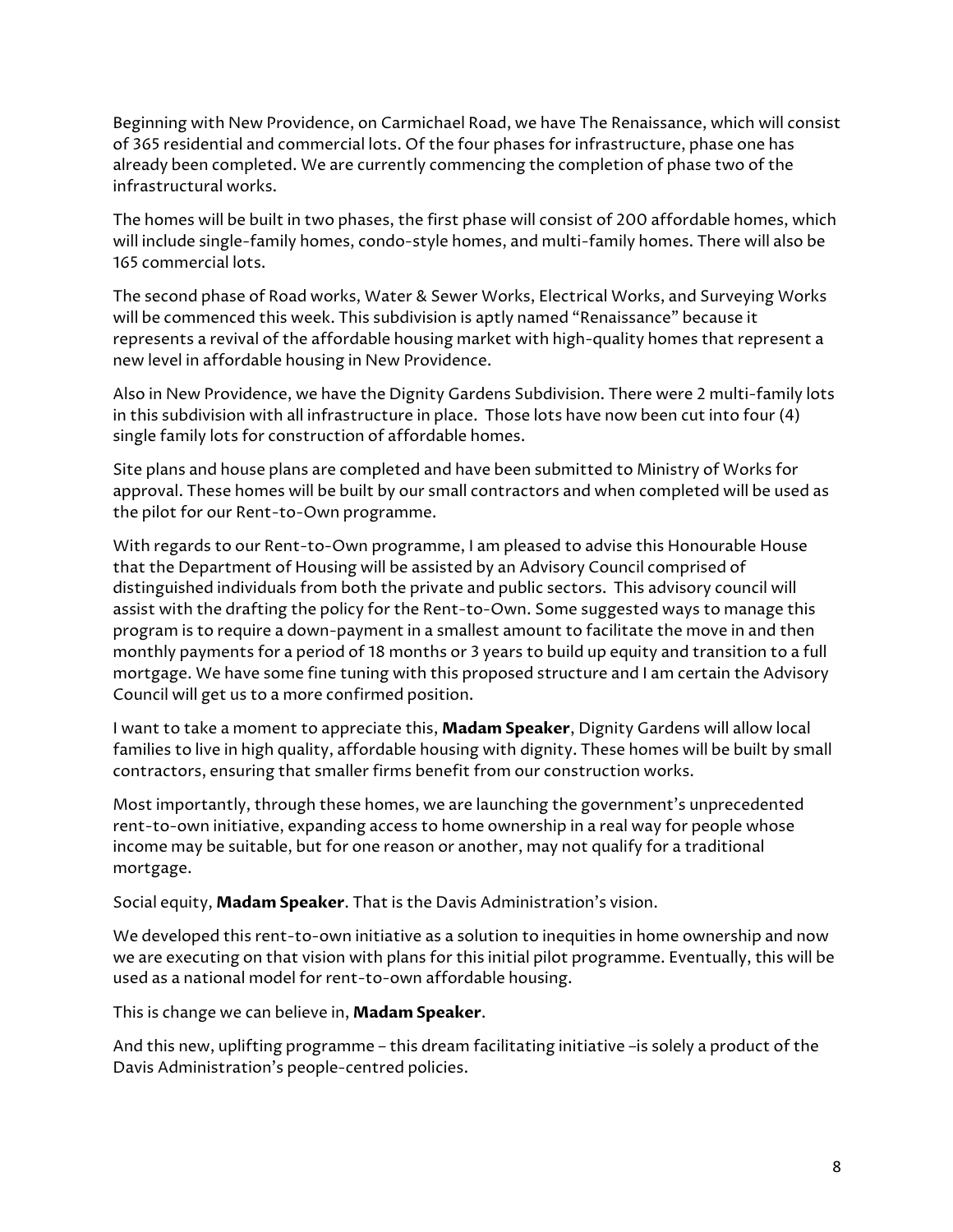Beginning with New Providence, on Carmichael Road, we have The Renaissance, which will consist of 365 residential and commercial lots. Of the four phases for infrastructure, phase one has already been completed. We are currently commencing the completion of phase two of the infrastructural works.

The homes will be built in two phases, the first phase will consist of 200 affordable homes, which will include single-family homes, condo-style homes, and multi-family homes. There will also be 165 commercial lots.

The second phase of Road works, Water & Sewer Works, Electrical Works, and Surveying Works will be commenced this week. This subdivision is aptly named "Renaissance" because it represents a revival of the affordable housing market with high-quality homes that represent a new level in affordable housing in New Providence.

Also in New Providence, we have the Dignity Gardens Subdivision. There were 2 multi-family lots in this subdivision with all infrastructure in place. Those lots have now been cut into four (4) single family lots for construction of affordable homes.

Site plans and house plans are completed and have been submitted to Ministry of Works for approval. These homes will be built by our small contractors and when completed will be used as the pilot for our Rent-to-Own programme.

With regards to our Rent-to-Own programme, I am pleased to advise this Honourable House that the Department of Housing will be assisted by an Advisory Council comprised of distinguished individuals from both the private and public sectors. This advisory council will assist with the drafting the policy for the Rent-to-Own. Some suggested ways to manage this program is to require a down-payment in a smallest amount to facilitate the move in and then monthly payments for a period of 18 months or 3 years to build up equity and transition to a full mortgage. We have some fine tuning with this proposed structure and I am certain the Advisory Council will get us to a more confirmed position.

I want to take a moment to appreciate this, **Madam Speaker**, Dignity Gardens will allow local families to live in high quality, affordable housing with dignity. These homes will be built by small contractors, ensuring that smaller firms benefit from our construction works.

Most importantly, through these homes, we are launching the government's unprecedented rent-to-own initiative, expanding access to home ownership in a real way for people whose income may be suitable, but for one reason or another, may not qualify for a traditional mortgage.

Social equity, **Madam Speaker**. That is the Davis Administration's vision.

We developed this rent-to-own initiative as a solution to inequities in home ownership and now we are executing on that vision with plans for this initial pilot programme. Eventually, this will be used as a national model for rent-to-own affordable housing.

This is change we can believe in, **Madam Speaker**.

And this new, uplifting programme – this dream facilitating initiative –is solely a product of the Davis Administration's people-centred policies.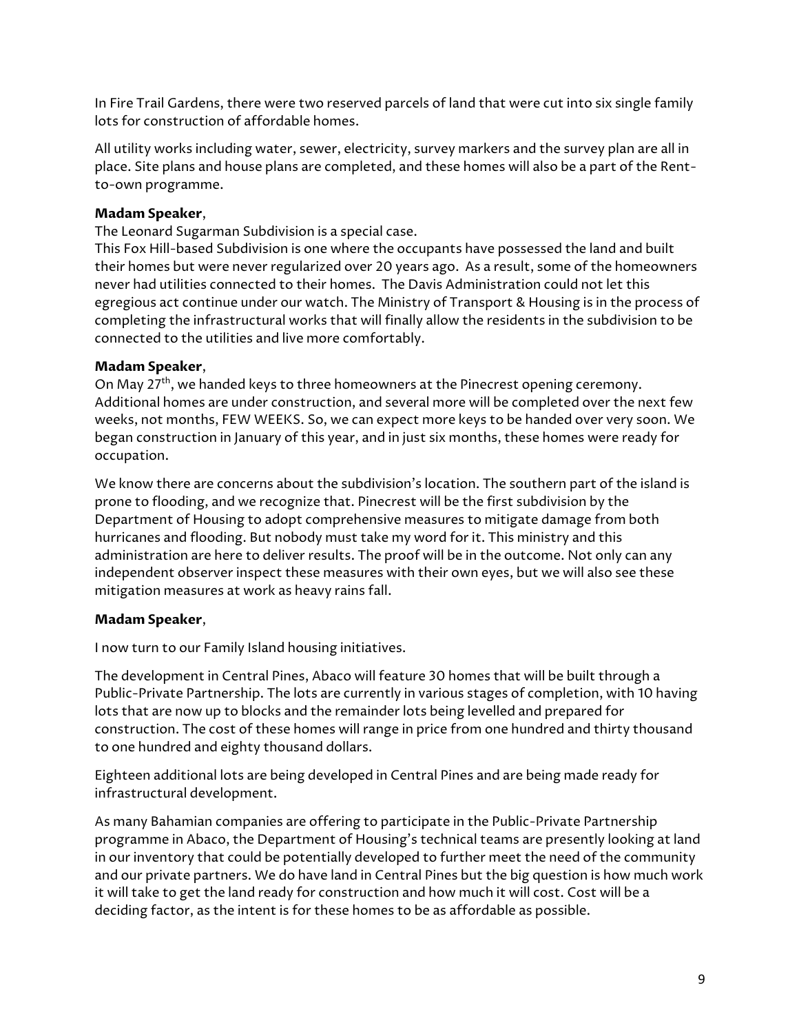In Fire Trail Gardens, there were two reserved parcels of land that were cut into six single family lots for construction of affordable homes.

All utility works including water, sewer, electricity, survey markers and the survey plan are all in place. Site plans and house plans are completed, and these homes will also be a part of the Rent-to-own programme.

**Madam Speaker**,
The Leonard Sugarman Subdivision is a special case.
This Fox Hill-based Subdivision is one where the occupants have possessed the land and built their homes but were never regularized over 20 years ago. As a result, some of the homeowners never had utilities connected to their homes. The Davis Administration could not let this egregious act continue under our watch. The Ministry of Transport & Housing is in the process of completing the infrastructural works that will finally allow the residents in the subdivision to be connected to the utilities and live more comfortably.

**Madam Speaker**,
On May 27th, we handed keys to three homeowners at the Pinecrest opening ceremony. Additional homes are under construction, and several more will be completed over the next few weeks, not months, FEW WEEKS. So, we can expect more keys to be handed over very soon. We began construction in January of this year, and in just six months, these homes were ready for occupation.

We know there are concerns about the subdivision's location. The southern part of the island is prone to flooding, and we recognize that. Pinecrest will be the first subdivision by the Department of Housing to adopt comprehensive measures to mitigate damage from both hurricanes and flooding. But nobody must take my word for it. This ministry and this administration are here to deliver results. The proof will be in the outcome. Not only can any independent observer inspect these measures with their own eyes, but we will also see these mitigation measures at work as heavy rains fall.

**Madam Speaker**,

I now turn to our Family Island housing initiatives.

The development in Central Pines, Abaco will feature 30 homes that will be built through a Public-Private Partnership. The lots are currently in various stages of completion, with 10 having lots that are now up to blocks and the remainder lots being levelled and prepared for construction. The cost of these homes will range in price from one hundred and thirty thousand to one hundred and eighty thousand dollars.

Eighteen additional lots are being developed in Central Pines and are being made ready for infrastructural development.

As many Bahamian companies are offering to participate in the Public-Private Partnership programme in Abaco, the Department of Housing's technical teams are presently looking at land in our inventory that could be potentially developed to further meet the need of the community and our private partners. We do have land in Central Pines but the big question is how much work it will take to get the land ready for construction and how much it will cost. Cost will be a deciding factor, as the intent is for these homes to be as affordable as possible.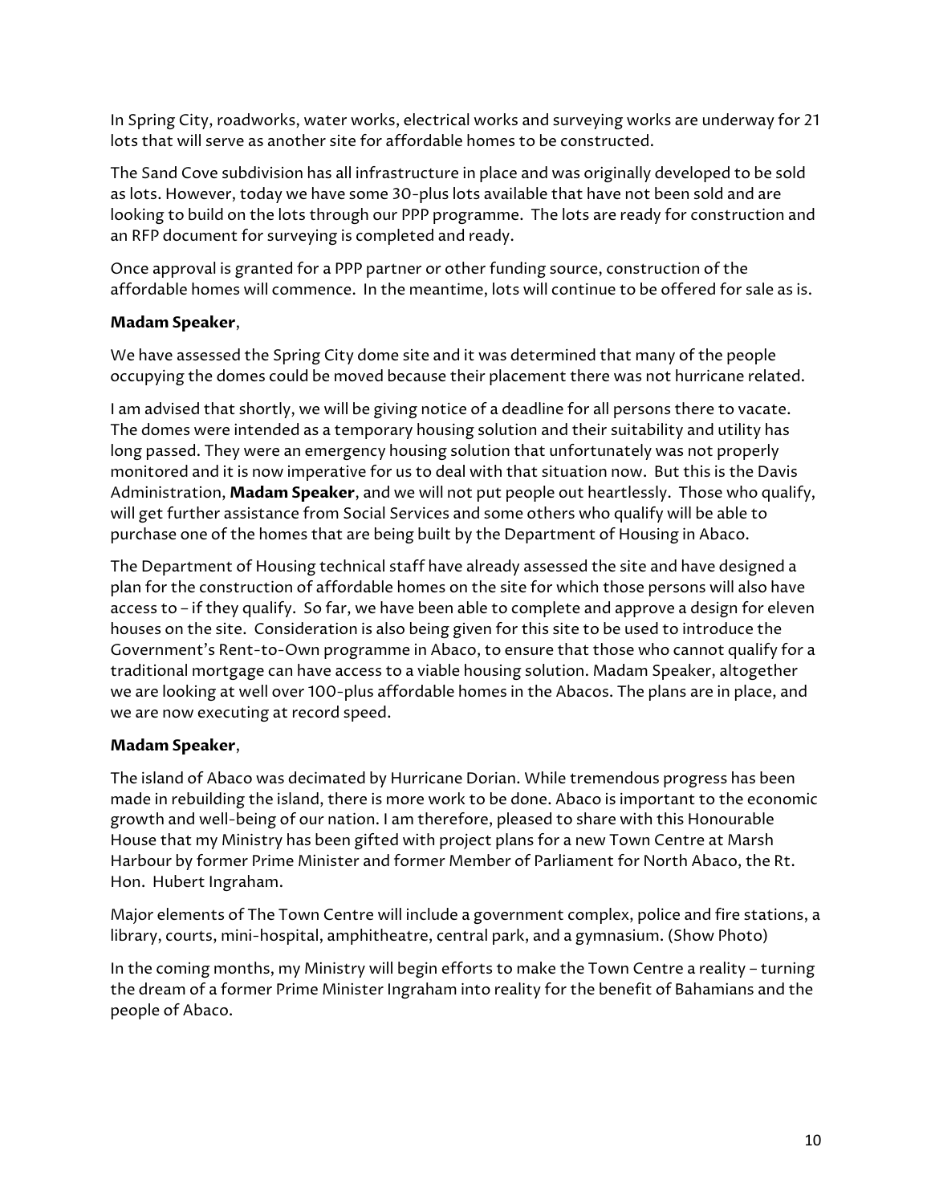In Spring City, roadworks, water works, electrical works and surveying works are underway for 21 lots that will serve as another site for affordable homes to be constructed.

The Sand Cove subdivision has all infrastructure in place and was originally developed to be sold as lots. However, today we have some 30-plus lots available that have not been sold and are looking to build on the lots through our PPP programme. The lots are ready for construction and an RFP document for surveying is completed and ready.

Once approval is granted for a PPP partner or other funding source, construction of the affordable homes will commence. In the meantime, lots will continue to be offered for sale as is.

**Madam Speaker**,

We have assessed the Spring City dome site and it was determined that many of the people occupying the domes could be moved because their placement there was not hurricane related.

I am advised that shortly, we will be giving notice of a deadline for all persons there to vacate. The domes were intended as a temporary housing solution and their suitability and utility has long passed. They were an emergency housing solution that unfortunately was not properly monitored and it is now imperative for us to deal with that situation now. But this is the Davis Administration, **Madam Speaker**, and we will not put people out heartlessly. Those who qualify, will get further assistance from Social Services and some others who qualify will be able to purchase one of the homes that are being built by the Department of Housing in Abaco.

The Department of Housing technical staff have already assessed the site and have designed a plan for the construction of affordable homes on the site for which those persons will also have access to – if they qualify. So far, we have been able to complete and approve a design for eleven houses on the site. Consideration is also being given for this site to be used to introduce the Government's Rent-to-Own programme in Abaco, to ensure that those who cannot qualify for a traditional mortgage can have access to a viable housing solution. Madam Speaker, altogether we are looking at well over 100-plus affordable homes in the Abacos. The plans are in place, and we are now executing at record speed.

**Madam Speaker**,

The island of Abaco was decimated by Hurricane Dorian. While tremendous progress has been made in rebuilding the island, there is more work to be done. Abaco is important to the economic growth and well-being of our nation. I am therefore, pleased to share with this Honourable House that my Ministry has been gifted with project plans for a new Town Centre at Marsh Harbour by former Prime Minister and former Member of Parliament for North Abaco, the Rt. Hon. Hubert Ingraham.

Major elements of The Town Centre will include a government complex, police and fire stations, a library, courts, mini-hospital, amphitheatre, central park, and a gymnasium. (Show Photo)

In the coming months, my Ministry will begin efforts to make the Town Centre a reality – turning the dream of a former Prime Minister Ingraham into reality for the benefit of Bahamians and the people of Abaco.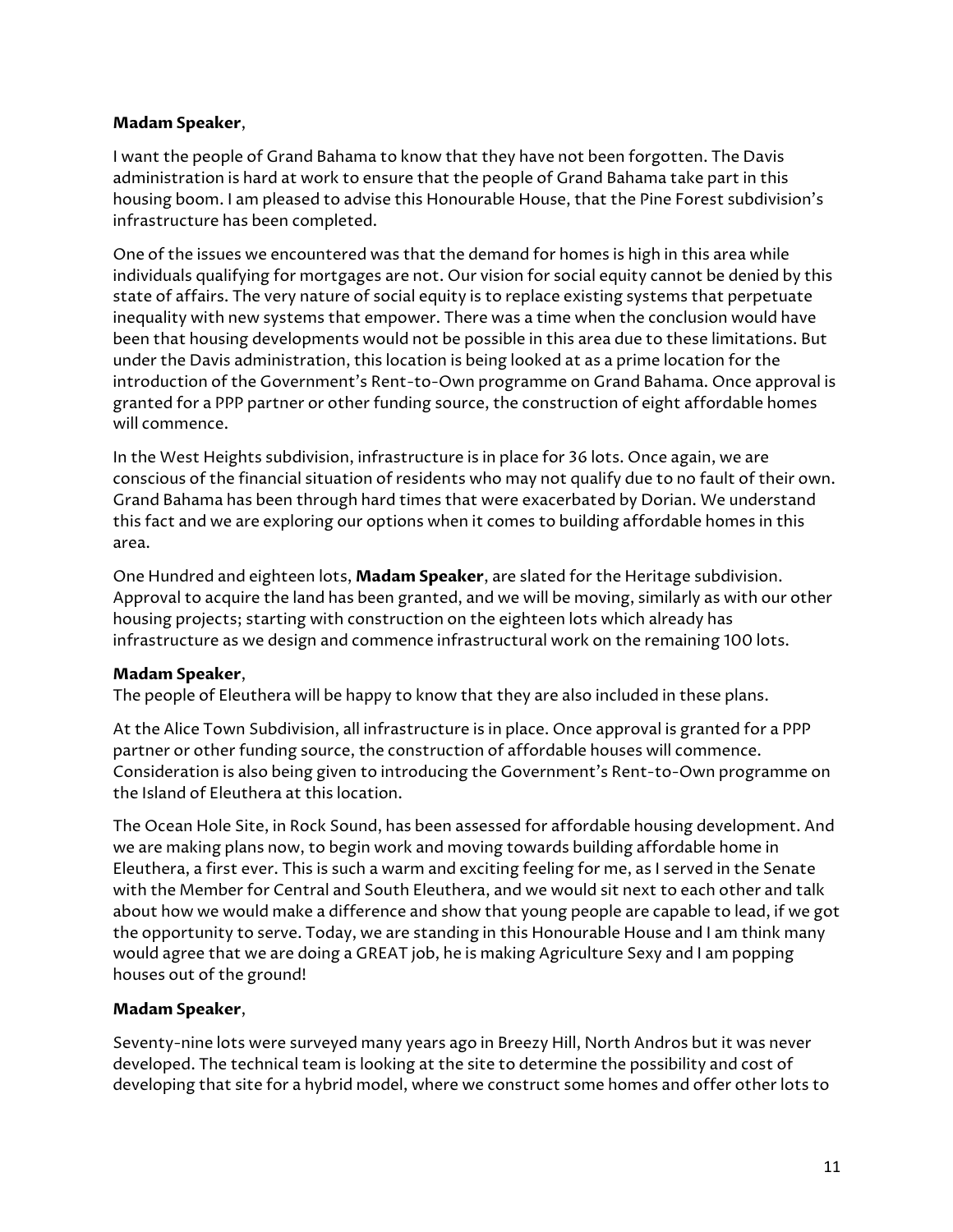**Madam Speaker**,

I want the people of Grand Bahama to know that they have not been forgotten. The Davis administration is hard at work to ensure that the people of Grand Bahama take part in this housing boom. I am pleased to advise this Honourable House, that the Pine Forest subdivision's infrastructure has been completed.

One of the issues we encountered was that the demand for homes is high in this area while individuals qualifying for mortgages are not. Our vision for social equity cannot be denied by this state of affairs. The very nature of social equity is to replace existing systems that perpetuate inequality with new systems that empower. There was a time when the conclusion would have been that housing developments would not be possible in this area due to these limitations. But under the Davis administration, this location is being looked at as a prime location for the introduction of the Government's Rent-to-Own programme on Grand Bahama. Once approval is granted for a PPP partner or other funding source, the construction of eight affordable homes will commence.

In the West Heights subdivision, infrastructure is in place for 36 lots. Once again, we are conscious of the financial situation of residents who may not qualify due to no fault of their own. Grand Bahama has been through hard times that were exacerbated by Dorian. We understand this fact and we are exploring our options when it comes to building affordable homes in this area.

One Hundred and eighteen lots, **Madam Speaker**, are slated for the Heritage subdivision. Approval to acquire the land has been granted, and we will be moving, similarly as with our other housing projects; starting with construction on the eighteen lots which already has infrastructure as we design and commence infrastructural work on the remaining 100 lots.

**Madam Speaker**,
The people of Eleuthera will be happy to know that they are also included in these plans.

At the Alice Town Subdivision, all infrastructure is in place. Once approval is granted for a PPP partner or other funding source, the construction of affordable houses will commence. Consideration is also being given to introducing the Government's Rent-to-Own programme on the Island of Eleuthera at this location.

The Ocean Hole Site, in Rock Sound, has been assessed for affordable housing development. And we are making plans now, to begin work and moving towards building affordable home in Eleuthera, a first ever. This is such a warm and exciting feeling for me, as I served in the Senate with the Member for Central and South Eleuthera, and we would sit next to each other and talk about how we would make a difference and show that young people are capable to lead, if we got the opportunity to serve. Today, we are standing in this Honourable House and I am think many would agree that we are doing a GREAT job, he is making Agriculture Sexy and I am popping houses out of the ground!

**Madam Speaker**,

Seventy-nine lots were surveyed many years ago in Breezy Hill, North Andros but it was never developed. The technical team is looking at the site to determine the possibility and cost of developing that site for a hybrid model, where we construct some homes and offer other lots to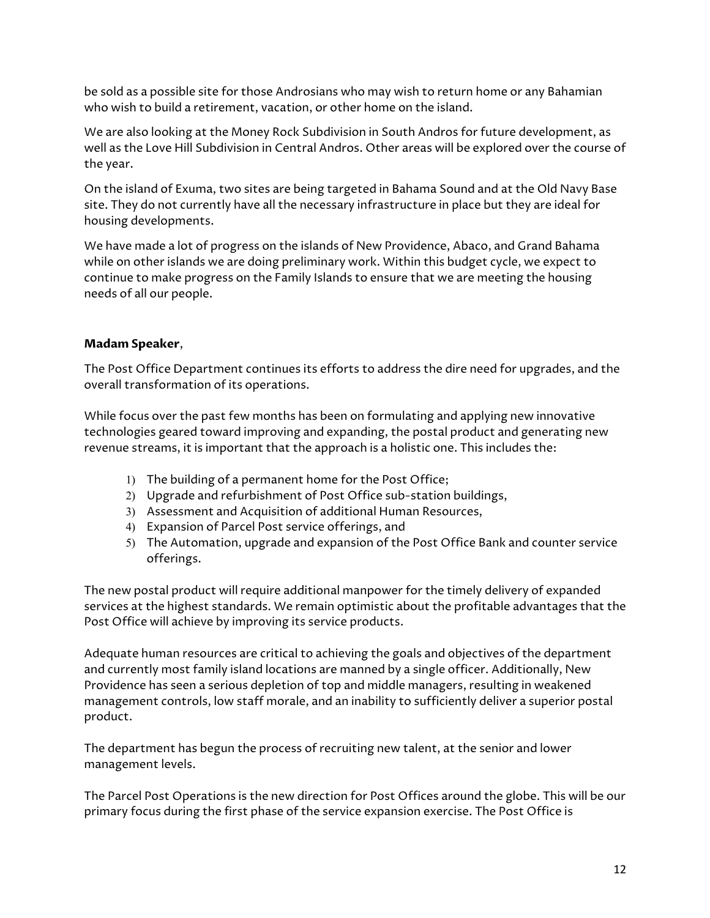be sold as a possible site for those Androsians who may wish to return home or any Bahamian who wish to build a retirement, vacation, or other home on the island.

We are also looking at the Money Rock Subdivision in South Andros for future development, as well as the Love Hill Subdivision in Central Andros. Other areas will be explored over the course of the year.

On the island of Exuma, two sites are being targeted in Bahama Sound and at the Old Navy Base site. They do not currently have all the necessary infrastructure in place but they are ideal for housing developments.

We have made a lot of progress on the islands of New Providence, Abaco, and Grand Bahama while on other islands we are doing preliminary work. Within this budget cycle, we expect to continue to make progress on the Family Islands to ensure that we are meeting the housing needs of all our people.

**Madam Speaker**,

The Post Office Department continues its efforts to address the dire need for upgrades, and the overall transformation of its operations.

While focus over the past few months has been on formulating and applying new innovative technologies geared toward improving and expanding, the postal product and generating new revenue streams, it is important that the approach is a holistic one. This includes the:

1) The building of a permanent home for the Post Office;
2) Upgrade and refurbishment of Post Office sub-station buildings,
3) Assessment and Acquisition of additional Human Resources,
4) Expansion of Parcel Post service offerings, and
5) The Automation, upgrade and expansion of the Post Office Bank and counter service offerings.

The new postal product will require additional manpower for the timely delivery of expanded services at the highest standards. We remain optimistic about the profitable advantages that the Post Office will achieve by improving its service products.

Adequate human resources are critical to achieving the goals and objectives of the department and currently most family island locations are manned by a single officer. Additionally, New Providence has seen a serious depletion of top and middle managers, resulting in weakened management controls, low staff morale, and an inability to sufficiently deliver a superior postal product.

The department has begun the process of recruiting new talent, at the senior and lower management levels.

The Parcel Post Operations is the new direction for Post Offices around the globe. This will be our primary focus during the first phase of the service expansion exercise. The Post Office is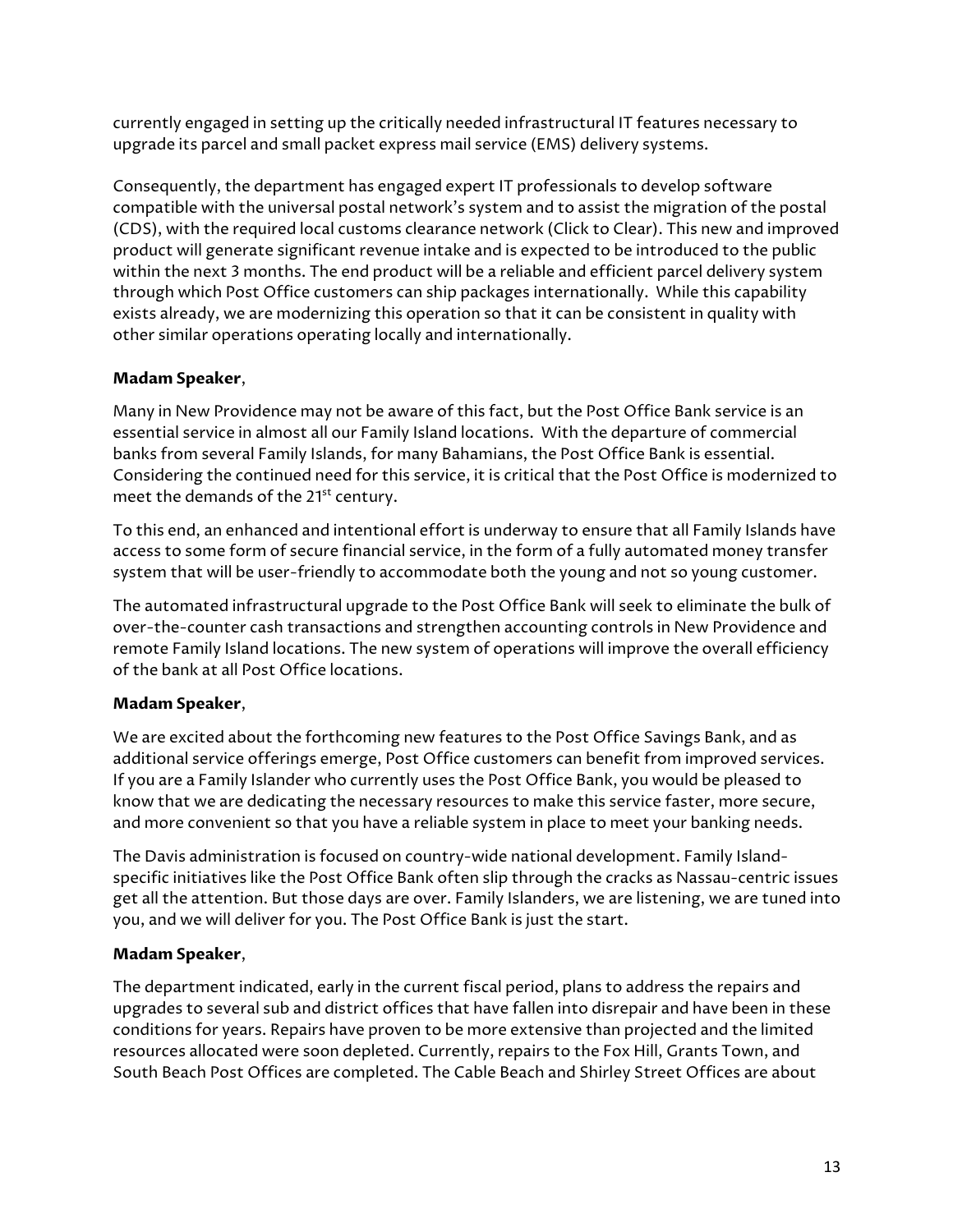currently engaged in setting up the critically needed infrastructural IT features necessary to upgrade its parcel and small packet express mail service (EMS) delivery systems.

Consequently, the department has engaged expert IT professionals to develop software compatible with the universal postal network's system and to assist the migration of the postal (CDS), with the required local customs clearance network (Click to Clear). This new and improved product will generate significant revenue intake and is expected to be introduced to the public within the next 3 months. The end product will be a reliable and efficient parcel delivery system through which Post Office customers can ship packages internationally. While this capability exists already, we are modernizing this operation so that it can be consistent in quality with other similar operations operating locally and internationally.

**Madam Speaker**,

Many in New Providence may not be aware of this fact, but the Post Office Bank service is an essential service in almost all our Family Island locations. With the departure of commercial banks from several Family Islands, for many Bahamians, the Post Office Bank is essential. Considering the continued need for this service, it is critical that the Post Office is modernized to meet the demands of the 21st century.

To this end, an enhanced and intentional effort is underway to ensure that all Family Islands have access to some form of secure financial service, in the form of a fully automated money transfer system that will be user-friendly to accommodate both the young and not so young customer.

The automated infrastructural upgrade to the Post Office Bank will seek to eliminate the bulk of over-the-counter cash transactions and strengthen accounting controls in New Providence and remote Family Island locations. The new system of operations will improve the overall efficiency of the bank at all Post Office locations.

**Madam Speaker**,

We are excited about the forthcoming new features to the Post Office Savings Bank, and as additional service offerings emerge, Post Office customers can benefit from improved services. If you are a Family Islander who currently uses the Post Office Bank, you would be pleased to know that we are dedicating the necessary resources to make this service faster, more secure, and more convenient so that you have a reliable system in place to meet your banking needs.

The Davis administration is focused on country-wide national development. Family Island-specific initiatives like the Post Office Bank often slip through the cracks as Nassau-centric issues get all the attention. But those days are over. Family Islanders, we are listening, we are tuned into you, and we will deliver for you. The Post Office Bank is just the start.

**Madam Speaker**,

The department indicated, early in the current fiscal period, plans to address the repairs and upgrades to several sub and district offices that have fallen into disrepair and have been in these conditions for years. Repairs have proven to be more extensive than projected and the limited resources allocated were soon depleted. Currently, repairs to the Fox Hill, Grants Town, and South Beach Post Offices are completed. The Cable Beach and Shirley Street Offices are about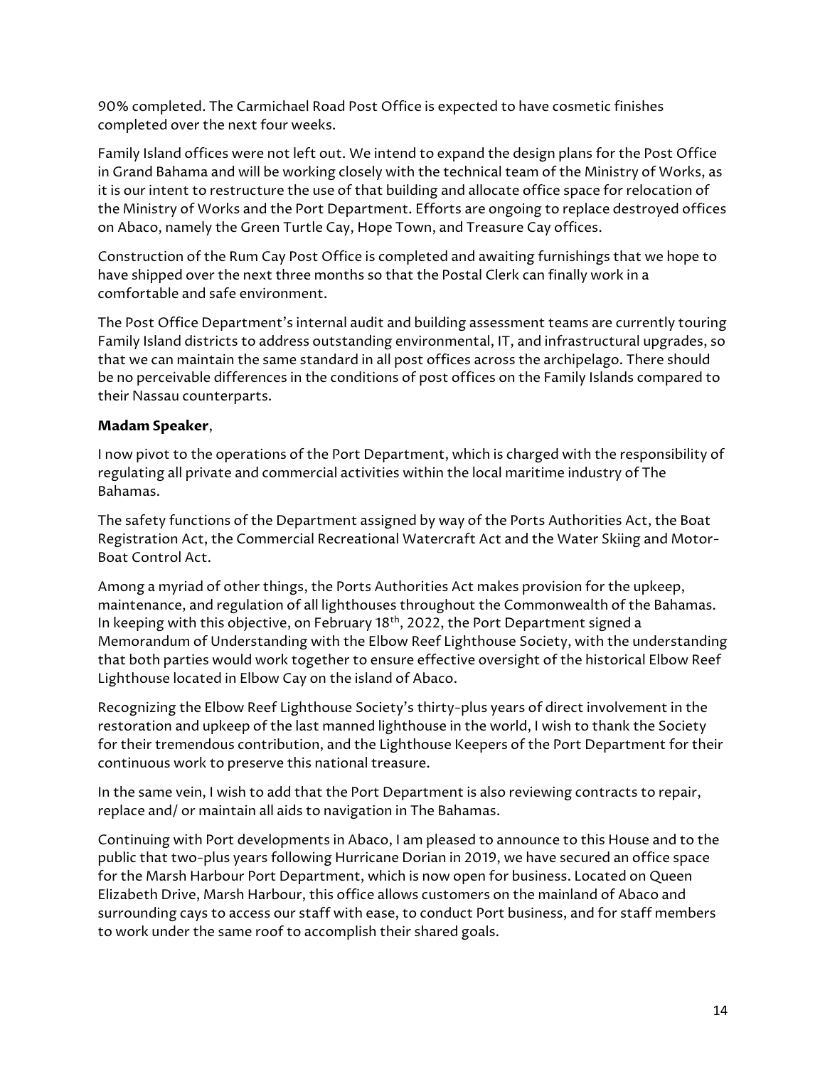90% completed. The Carmichael Road Post Office is expected to have cosmetic finishes completed over the next four weeks.

Family Island offices were not left out. We intend to expand the design plans for the Post Office in Grand Bahama and will be working closely with the technical team of the Ministry of Works, as it is our intent to restructure the use of that building and allocate office space for relocation of the Ministry of Works and the Port Department. Efforts are ongoing to replace destroyed offices on Abaco, namely the Green Turtle Cay, Hope Town, and Treasure Cay offices.

Construction of the Rum Cay Post Office is completed and awaiting furnishings that we hope to have shipped over the next three months so that the Postal Clerk can finally work in a comfortable and safe environment.

The Post Office Department's internal audit and building assessment teams are currently touring Family Island districts to address outstanding environmental, IT, and infrastructural upgrades, so that we can maintain the same standard in all post offices across the archipelago. There should be no perceivable differences in the conditions of post offices on the Family Islands compared to their Nassau counterparts.

**Madam Speaker**,

I now pivot to the operations of the Port Department, which is charged with the responsibility of regulating all private and commercial activities within the local maritime industry of The Bahamas.

The safety functions of the Department assigned by way of the Ports Authorities Act, the Boat Registration Act, the Commercial Recreational Watercraft Act and the Water Skiing and Motor-Boat Control Act.

Among a myriad of other things, the Ports Authorities Act makes provision for the upkeep, maintenance, and regulation of all lighthouses throughout the Commonwealth of the Bahamas. In keeping with this objective, on February 18th, 2022, the Port Department signed a Memorandum of Understanding with the Elbow Reef Lighthouse Society, with the understanding that both parties would work together to ensure effective oversight of the historical Elbow Reef Lighthouse located in Elbow Cay on the island of Abaco.

Recognizing the Elbow Reef Lighthouse Society's thirty-plus years of direct involvement in the restoration and upkeep of the last manned lighthouse in the world, I wish to thank the Society for their tremendous contribution, and the Lighthouse Keepers of the Port Department for their continuous work to preserve this national treasure.

In the same vein, I wish to add that the Port Department is also reviewing contracts to repair, replace and/ or maintain all aids to navigation in The Bahamas.

Continuing with Port developments in Abaco, I am pleased to announce to this House and to the public that two-plus years following Hurricane Dorian in 2019, we have secured an office space for the Marsh Harbour Port Department, which is now open for business. Located on Queen Elizabeth Drive, Marsh Harbour, this office allows customers on the mainland of Abaco and surrounding cays to access our staff with ease, to conduct Port business, and for staff members to work under the same roof to accomplish their shared goals.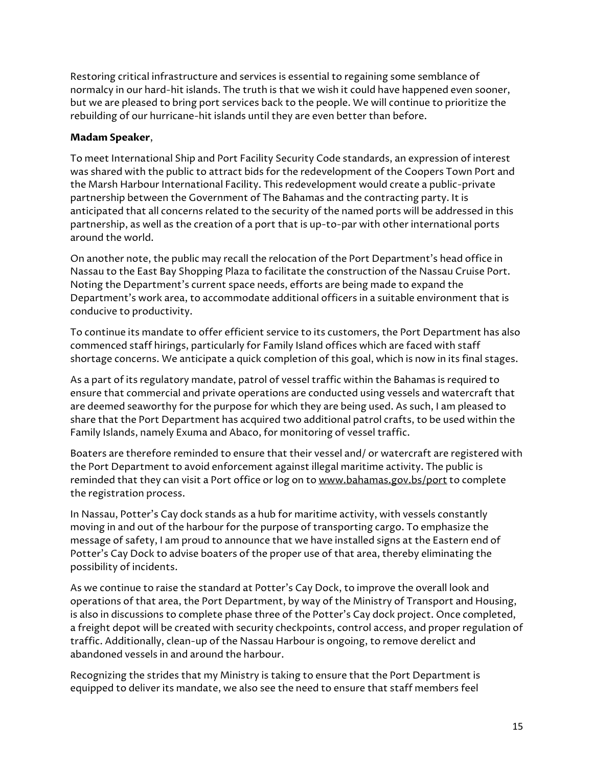Restoring critical infrastructure and services is essential to regaining some semblance of normalcy in our hard-hit islands. The truth is that we wish it could have happened even sooner, but we are pleased to bring port services back to the people. We will continue to prioritize the rebuilding of our hurricane-hit islands until they are even better than before.

**Madam Speaker**,

To meet International Ship and Port Facility Security Code standards, an expression of interest was shared with the public to attract bids for the redevelopment of the Coopers Town Port and the Marsh Harbour International Facility. This redevelopment would create a public-private partnership between the Government of The Bahamas and the contracting party. It is anticipated that all concerns related to the security of the named ports will be addressed in this partnership, as well as the creation of a port that is up-to-par with other international ports around the world.

On another note, the public may recall the relocation of the Port Department's head office in Nassau to the East Bay Shopping Plaza to facilitate the construction of the Nassau Cruise Port. Noting the Department's current space needs, efforts are being made to expand the Department's work area, to accommodate additional officers in a suitable environment that is conducive to productivity.

To continue its mandate to offer efficient service to its customers, the Port Department has also commenced staff hirings, particularly for Family Island offices which are faced with staff shortage concerns. We anticipate a quick completion of this goal, which is now in its final stages.

As a part of its regulatory mandate, patrol of vessel traffic within the Bahamas is required to ensure that commercial and private operations are conducted using vessels and watercraft that are deemed seaworthy for the purpose for which they are being used. As such, I am pleased to share that the Port Department has acquired two additional patrol crafts, to be used within the Family Islands, namely Exuma and Abaco, for monitoring of vessel traffic.

Boaters are therefore reminded to ensure that their vessel and/ or watercraft are registered with the Port Department to avoid enforcement against illegal maritime activity. The public is reminded that they can visit a Port office or log on to www.bahamas.gov.bs/port to complete the registration process.

In Nassau, Potter's Cay dock stands as a hub for maritime activity, with vessels constantly moving in and out of the harbour for the purpose of transporting cargo. To emphasize the message of safety, I am proud to announce that we have installed signs at the Eastern end of Potter's Cay Dock to advise boaters of the proper use of that area, thereby eliminating the possibility of incidents.

As we continue to raise the standard at Potter's Cay Dock, to improve the overall look and operations of that area, the Port Department, by way of the Ministry of Transport and Housing, is also in discussions to complete phase three of the Potter's Cay dock project. Once completed, a freight depot will be created with security checkpoints, control access, and proper regulation of traffic. Additionally, clean-up of the Nassau Harbour is ongoing, to remove derelict and abandoned vessels in and around the harbour.

Recognizing the strides that my Ministry is taking to ensure that the Port Department is equipped to deliver its mandate, we also see the need to ensure that staff members feel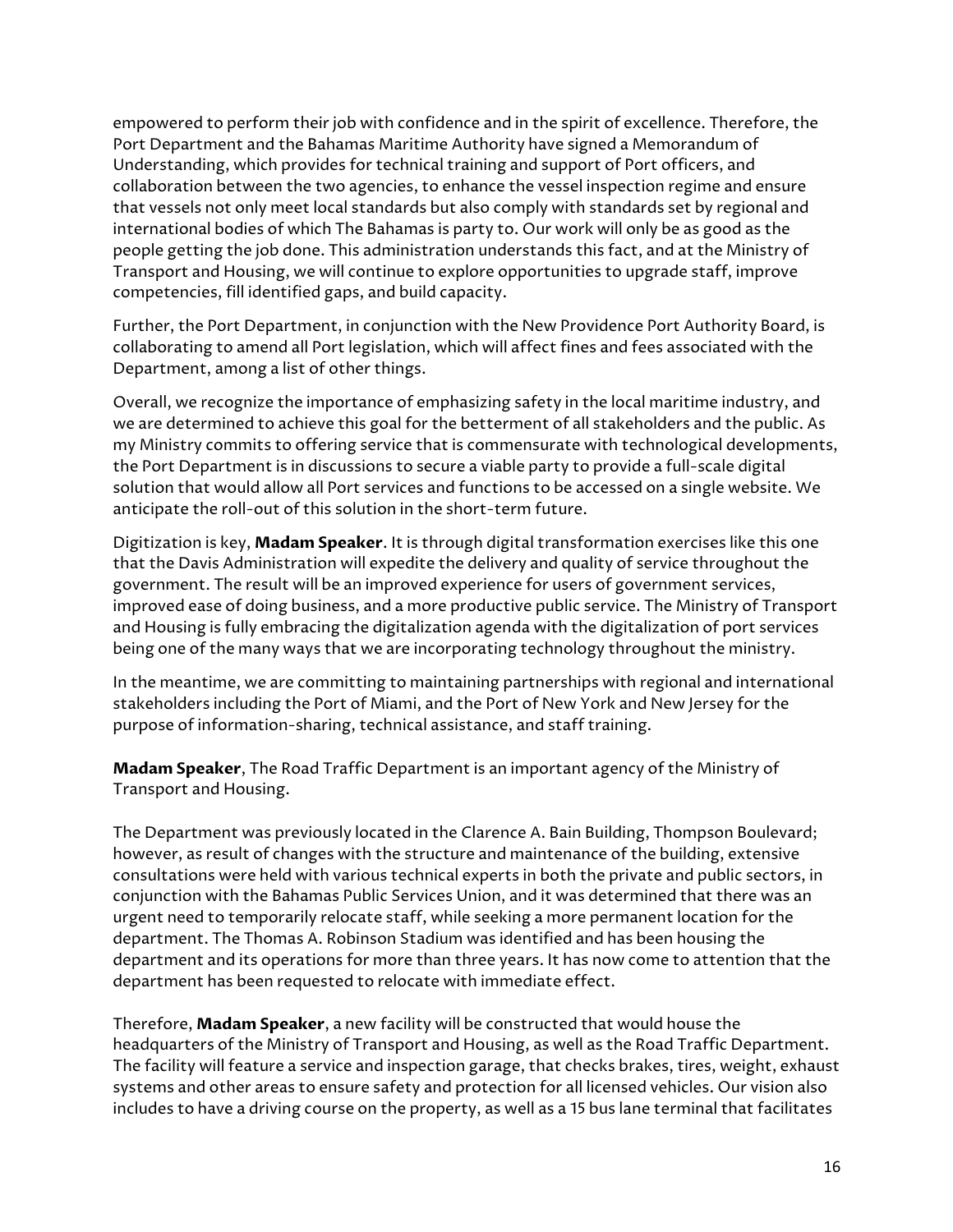empowered to perform their job with confidence and in the spirit of excellence. Therefore, the Port Department and the Bahamas Maritime Authority have signed a Memorandum of Understanding, which provides for technical training and support of Port officers, and collaboration between the two agencies, to enhance the vessel inspection regime and ensure that vessels not only meet local standards but also comply with standards set by regional and international bodies of which The Bahamas is party to. Our work will only be as good as the people getting the job done. This administration understands this fact, and at the Ministry of Transport and Housing, we will continue to explore opportunities to upgrade staff, improve competencies, fill identified gaps, and build capacity.

Further, the Port Department, in conjunction with the New Providence Port Authority Board, is collaborating to amend all Port legislation, which will affect fines and fees associated with the Department, among a list of other things.

Overall, we recognize the importance of emphasizing safety in the local maritime industry, and we are determined to achieve this goal for the betterment of all stakeholders and the public. As my Ministry commits to offering service that is commensurate with technological developments, the Port Department is in discussions to secure a viable party to provide a full-scale digital solution that would allow all Port services and functions to be accessed on a single website. We anticipate the roll-out of this solution in the short-term future.

Digitization is key, **Madam Speaker**. It is through digital transformation exercises like this one that the Davis Administration will expedite the delivery and quality of service throughout the government. The result will be an improved experience for users of government services, improved ease of doing business, and a more productive public service. The Ministry of Transport and Housing is fully embracing the digitalization agenda with the digitalization of port services being one of the many ways that we are incorporating technology throughout the ministry.

In the meantime, we are committing to maintaining partnerships with regional and international stakeholders including the Port of Miami, and the Port of New York and New Jersey for the purpose of information-sharing, technical assistance, and staff training.

**Madam Speaker**, The Road Traffic Department is an important agency of the Ministry of Transport and Housing.

The Department was previously located in the Clarence A. Bain Building, Thompson Boulevard; however, as result of changes with the structure and maintenance of the building, extensive consultations were held with various technical experts in both the private and public sectors, in conjunction with the Bahamas Public Services Union, and it was determined that there was an urgent need to temporarily relocate staff, while seeking a more permanent location for the department. The Thomas A. Robinson Stadium was identified and has been housing the department and its operations for more than three years. It has now come to attention that the department has been requested to relocate with immediate effect.

Therefore, **Madam Speaker**, a new facility will be constructed that would house the headquarters of the Ministry of Transport and Housing, as well as the Road Traffic Department. The facility will feature a service and inspection garage, that checks brakes, tires, weight, exhaust systems and other areas to ensure safety and protection for all licensed vehicles. Our vision also includes to have a driving course on the property, as well as a 15 bus lane terminal that facilitates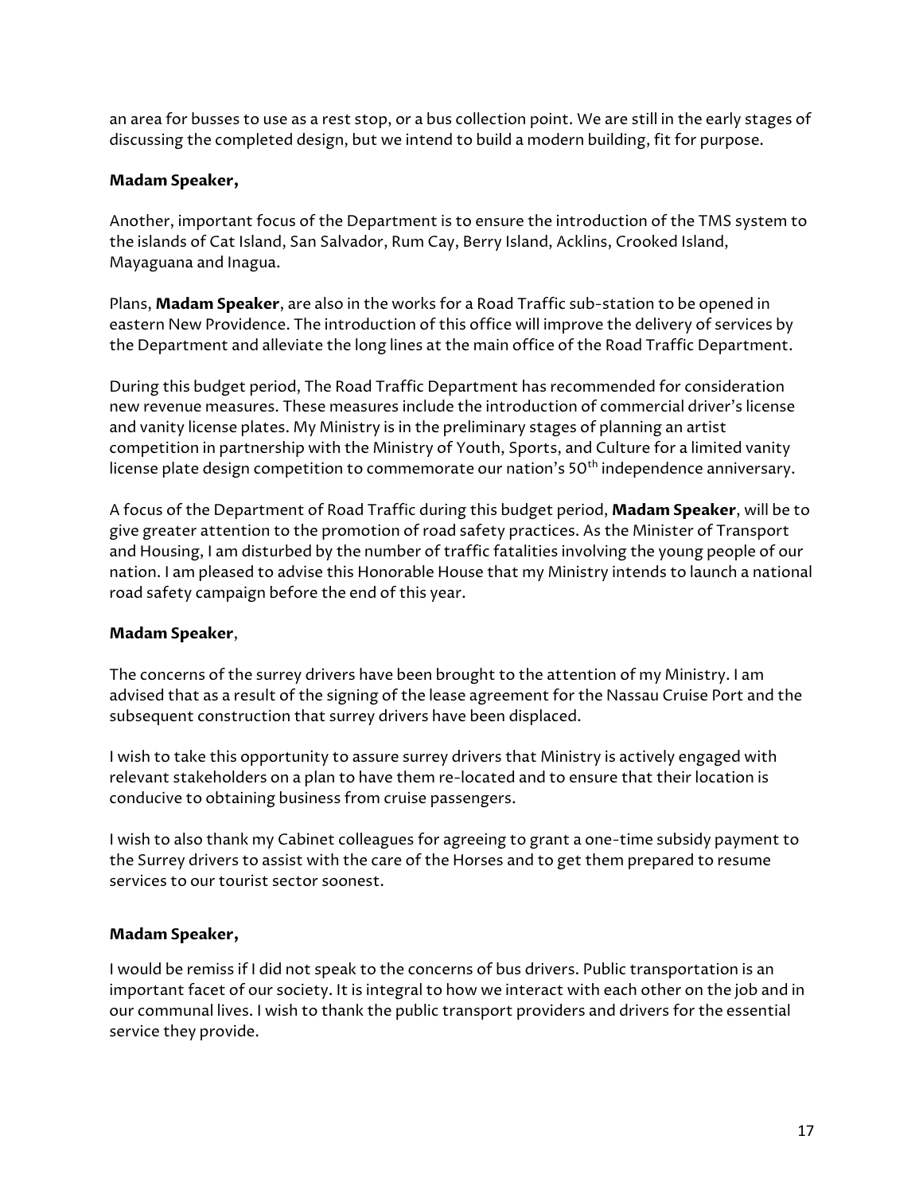an area for busses to use as a rest stop, or a bus collection point. We are still in the early stages of discussing the completed design, but we intend to build a modern building, fit for purpose.

**Madam Speaker,**

Another, important focus of the Department is to ensure the introduction of the TMS system to the islands of Cat Island, San Salvador, Rum Cay, Berry Island, Acklins, Crooked Island, Mayaguana and Inagua.

Plans, **Madam Speaker**, are also in the works for a Road Traffic sub-station to be opened in eastern New Providence. The introduction of this office will improve the delivery of services by the Department and alleviate the long lines at the main office of the Road Traffic Department.

During this budget period, The Road Traffic Department has recommended for consideration new revenue measures. These measures include the introduction of commercial driver's license and vanity license plates. My Ministry is in the preliminary stages of planning an artist competition in partnership with the Ministry of Youth, Sports, and Culture for a limited vanity license plate design competition to commemorate our nation's 50th independence anniversary.

A focus of the Department of Road Traffic during this budget period, **Madam Speaker**, will be to give greater attention to the promotion of road safety practices. As the Minister of Transport and Housing, I am disturbed by the number of traffic fatalities involving the young people of our nation. I am pleased to advise this Honorable House that my Ministry intends to launch a national road safety campaign before the end of this year.

**Madam Speaker**,

The concerns of the surrey drivers have been brought to the attention of my Ministry. I am advised that as a result of the signing of the lease agreement for the Nassau Cruise Port and the subsequent construction that surrey drivers have been displaced.

I wish to take this opportunity to assure surrey drivers that Ministry is actively engaged with relevant stakeholders on a plan to have them re-located and to ensure that their location is conducive to obtaining business from cruise passengers.

I wish to also thank my Cabinet colleagues for agreeing to grant a one-time subsidy payment to the Surrey drivers to assist with the care of the Horses and to get them prepared to resume services to our tourist sector soonest.

**Madam Speaker,**

I would be remiss if I did not speak to the concerns of bus drivers. Public transportation is an important facet of our society. It is integral to how we interact with each other on the job and in our communal lives. I wish to thank the public transport providers and drivers for the essential service they provide.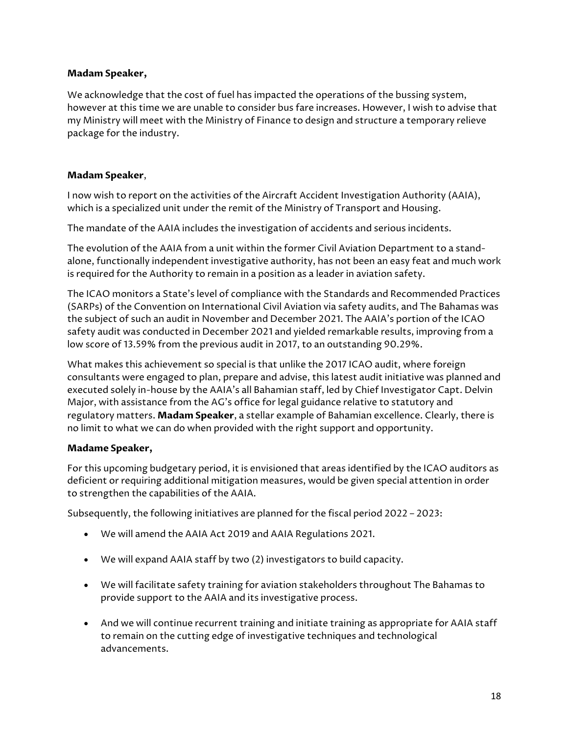**Madam Speaker,**

We acknowledge that the cost of fuel has impacted the operations of the bussing system, however at this time we are unable to consider bus fare increases. However, I wish to advise that my Ministry will meet with the Ministry of Finance to design and structure a temporary relieve package for the industry.

**Madam Speaker**,

I now wish to report on the activities of the Aircraft Accident Investigation Authority (AAIA), which is a specialized unit under the remit of the Ministry of Transport and Housing.

The mandate of the AAIA includes the investigation of accidents and serious incidents.

The evolution of the AAIA from a unit within the former Civil Aviation Department to a stand-alone, functionally independent investigative authority, has not been an easy feat and much work is required for the Authority to remain in a position as a leader in aviation safety.

The ICAO monitors a State's level of compliance with the Standards and Recommended Practices (SARPs) of the Convention on International Civil Aviation via safety audits, and The Bahamas was the subject of such an audit in November and December 2021. The AAIA's portion of the ICAO safety audit was conducted in December 2021 and yielded remarkable results, improving from a low score of 13.59% from the previous audit in 2017, to an outstanding 90.29%.

What makes this achievement so special is that unlike the 2017 ICAO audit, where foreign consultants were engaged to plan, prepare and advise, this latest audit initiative was planned and executed solely in-house by the AAIA's all Bahamian staff, led by Chief Investigator Capt. Delvin Major, with assistance from the AG's office for legal guidance relative to statutory and regulatory matters. **Madam Speaker**, a stellar example of Bahamian excellence. Clearly, there is no limit to what we can do when provided with the right support and opportunity.

**Madame Speaker,**

For this upcoming budgetary period, it is envisioned that areas identified by the ICAO auditors as deficient or requiring additional mitigation measures, would be given special attention in order to strengthen the capabilities of the AAIA.

Subsequently, the following initiatives are planned for the fiscal period 2022 – 2023:

- We will amend the AAIA Act 2019 and AAIA Regulations 2021.
- We will expand AAIA staff by two (2) investigators to build capacity.
- We will facilitate safety training for aviation stakeholders throughout The Bahamas to provide support to the AAIA and its investigative process.
- And we will continue recurrent training and initiate training as appropriate for AAIA staff to remain on the cutting edge of investigative techniques and technological advancements.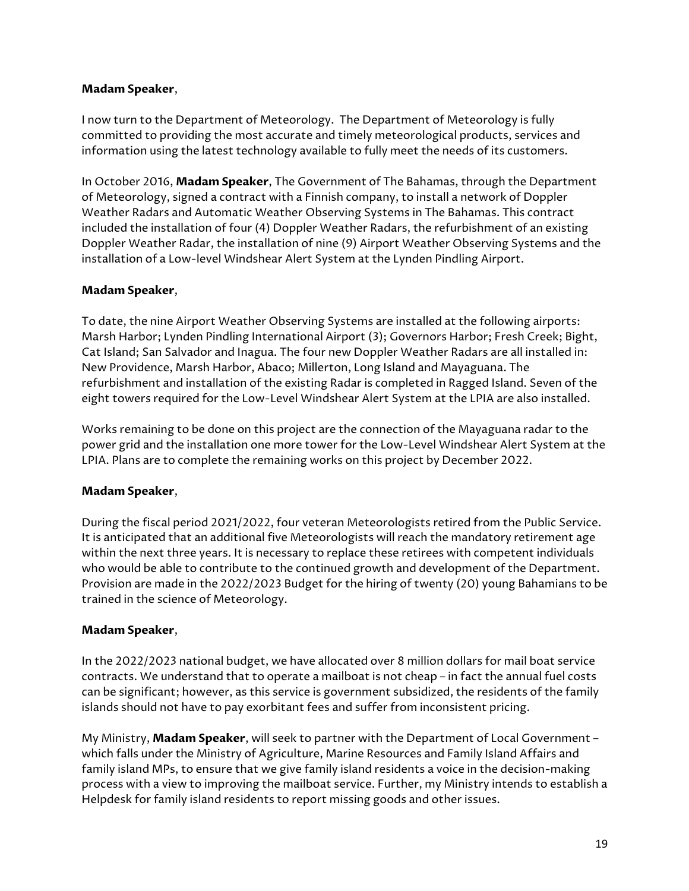**Madam Speaker**,

I now turn to the Department of Meteorology. The Department of Meteorology is fully committed to providing the most accurate and timely meteorological products, services and information using the latest technology available to fully meet the needs of its customers.

In October 2016, **Madam Speaker**, The Government of The Bahamas, through the Department of Meteorology, signed a contract with a Finnish company, to install a network of Doppler Weather Radars and Automatic Weather Observing Systems in The Bahamas. This contract included the installation of four (4) Doppler Weather Radars, the refurbishment of an existing Doppler Weather Radar, the installation of nine (9) Airport Weather Observing Systems and the installation of a Low-level Windshear Alert System at the Lynden Pindling Airport.

**Madam Speaker**,

To date, the nine Airport Weather Observing Systems are installed at the following airports: Marsh Harbor; Lynden Pindling International Airport (3); Governors Harbor; Fresh Creek; Bight, Cat Island; San Salvador and Inagua. The four new Doppler Weather Radars are all installed in: New Providence, Marsh Harbor, Abaco; Millerton, Long Island and Mayaguana. The refurbishment and installation of the existing Radar is completed in Ragged Island. Seven of the eight towers required for the Low-Level Windshear Alert System at the LPIA are also installed.

Works remaining to be done on this project are the connection of the Mayaguana radar to the power grid and the installation one more tower for the Low-Level Windshear Alert System at the LPIA. Plans are to complete the remaining works on this project by December 2022.

**Madam Speaker**,

During the fiscal period 2021/2022, four veteran Meteorologists retired from the Public Service. It is anticipated that an additional five Meteorologists will reach the mandatory retirement age within the next three years. It is necessary to replace these retirees with competent individuals who would be able to contribute to the continued growth and development of the Department. Provision are made in the 2022/2023 Budget for the hiring of twenty (20) young Bahamians to be trained in the science of Meteorology.

**Madam Speaker**,

In the 2022/2023 national budget, we have allocated over 8 million dollars for mail boat service contracts. We understand that to operate a mailboat is not cheap – in fact the annual fuel costs can be significant; however, as this service is government subsidized, the residents of the family islands should not have to pay exorbitant fees and suffer from inconsistent pricing.

My Ministry, **Madam Speaker**, will seek to partner with the Department of Local Government – which falls under the Ministry of Agriculture, Marine Resources and Family Island Affairs and family island MPs, to ensure that we give family island residents a voice in the decision-making process with a view to improving the mailboat service. Further, my Ministry intends to establish a Helpdesk for family island residents to report missing goods and other issues.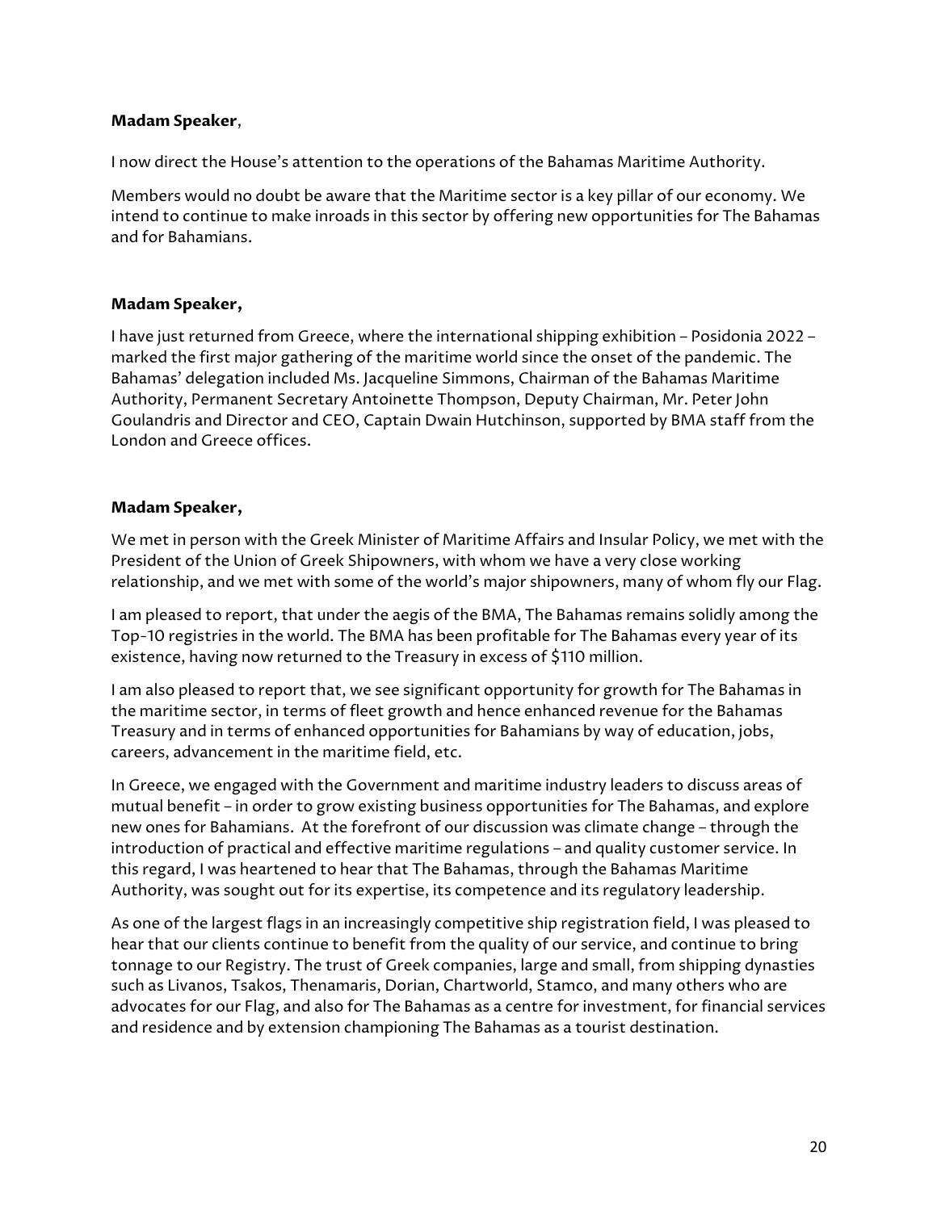**Madam Speaker**,

I now direct the House's attention to the operations of the Bahamas Maritime Authority.

Members would no doubt be aware that the Maritime sector is a key pillar of our economy. We intend to continue to make inroads in this sector by offering new opportunities for The Bahamas and for Bahamians.

**Madam Speaker,**

I have just returned from Greece, where the international shipping exhibition – Posidonia 2022 – marked the first major gathering of the maritime world since the onset of the pandemic. The Bahamas' delegation included Ms. Jacqueline Simmons, Chairman of the Bahamas Maritime Authority, Permanent Secretary Antoinette Thompson, Deputy Chairman, Mr. Peter John Goulandris and Director and CEO, Captain Dwain Hutchinson, supported by BMA staff from the London and Greece offices.

**Madam Speaker,**

We met in person with the Greek Minister of Maritime Affairs and Insular Policy, we met with the President of the Union of Greek Shipowners, with whom we have a very close working relationship, and we met with some of the world's major shipowners, many of whom fly our Flag.

I am pleased to report, that under the aegis of the BMA, The Bahamas remains solidly among the Top-10 registries in the world. The BMA has been profitable for The Bahamas every year of its existence, having now returned to the Treasury in excess of $110 million.

I am also pleased to report that, we see significant opportunity for growth for The Bahamas in the maritime sector, in terms of fleet growth and hence enhanced revenue for the Bahamas Treasury and in terms of enhanced opportunities for Bahamians by way of education, jobs, careers, advancement in the maritime field, etc.

In Greece, we engaged with the Government and maritime industry leaders to discuss areas of mutual benefit – in order to grow existing business opportunities for The Bahamas, and explore new ones for Bahamians. At the forefront of our discussion was climate change – through the introduction of practical and effective maritime regulations – and quality customer service. In this regard, I was heartened to hear that The Bahamas, through the Bahamas Maritime Authority, was sought out for its expertise, its competence and its regulatory leadership.

As one of the largest flags in an increasingly competitive ship registration field, I was pleased to hear that our clients continue to benefit from the quality of our service, and continue to bring tonnage to our Registry. The trust of Greek companies, large and small, from shipping dynasties such as Livanos, Tsakos, Thenamaris, Dorian, Chartworld, Stamco, and many others who are advocates for our Flag, and also for The Bahamas as a centre for investment, for financial services and residence and by extension championing The Bahamas as a tourist destination.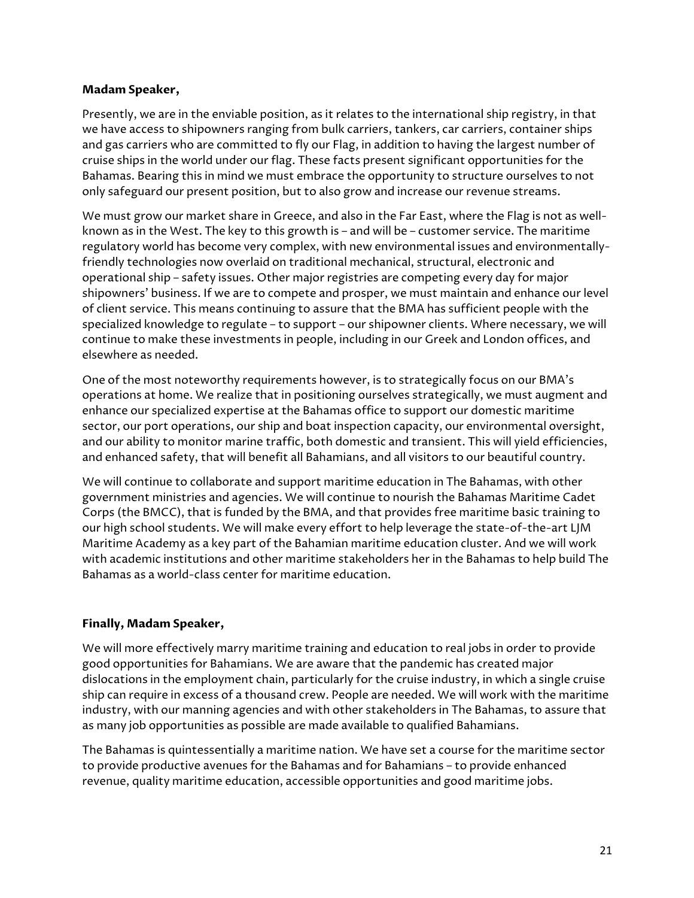**Madam Speaker,**

Presently, we are in the enviable position, as it relates to the international ship registry, in that we have access to shipowners ranging from bulk carriers, tankers, car carriers, container ships and gas carriers who are committed to fly our Flag, in addition to having the largest number of cruise ships in the world under our flag. These facts present significant opportunities for the Bahamas. Bearing this in mind we must embrace the opportunity to structure ourselves to not only safeguard our present position, but to also grow and increase our revenue streams.

We must grow our market share in Greece, and also in the Far East, where the Flag is not as well-known as in the West. The key to this growth is – and will be – customer service. The maritime regulatory world has become very complex, with new environmental issues and environmentally-friendly technologies now overlaid on traditional mechanical, structural, electronic and operational ship – safety issues. Other major registries are competing every day for major shipowners' business. If we are to compete and prosper, we must maintain and enhance our level of client service. This means continuing to assure that the BMA has sufficient people with the specialized knowledge to regulate – to support – our shipowner clients. Where necessary, we will continue to make these investments in people, including in our Greek and London offices, and elsewhere as needed.

One of the most noteworthy requirements however, is to strategically focus on our BMA's operations at home. We realize that in positioning ourselves strategically, we must augment and enhance our specialized expertise at the Bahamas office to support our domestic maritime sector, our port operations, our ship and boat inspection capacity, our environmental oversight, and our ability to monitor marine traffic, both domestic and transient. This will yield efficiencies, and enhanced safety, that will benefit all Bahamians, and all visitors to our beautiful country.

We will continue to collaborate and support maritime education in The Bahamas, with other government ministries and agencies. We will continue to nourish the Bahamas Maritime Cadet Corps (the BMCC), that is funded by the BMA, and that provides free maritime basic training to our high school students. We will make every effort to help leverage the state-of-the-art LJM Maritime Academy as a key part of the Bahamian maritime education cluster. And we will work with academic institutions and other maritime stakeholders her in the Bahamas to help build The Bahamas as a world-class center for maritime education.

**Finally, Madam Speaker,**

We will more effectively marry maritime training and education to real jobs in order to provide good opportunities for Bahamians. We are aware that the pandemic has created major dislocations in the employment chain, particularly for the cruise industry, in which a single cruise ship can require in excess of a thousand crew. People are needed. We will work with the maritime industry, with our manning agencies and with other stakeholders in The Bahamas, to assure that as many job opportunities as possible are made available to qualified Bahamians.

The Bahamas is quintessentially a maritime nation. We have set a course for the maritime sector to provide productive avenues for the Bahamas and for Bahamians – to provide enhanced revenue, quality maritime education, accessible opportunities and good maritime jobs.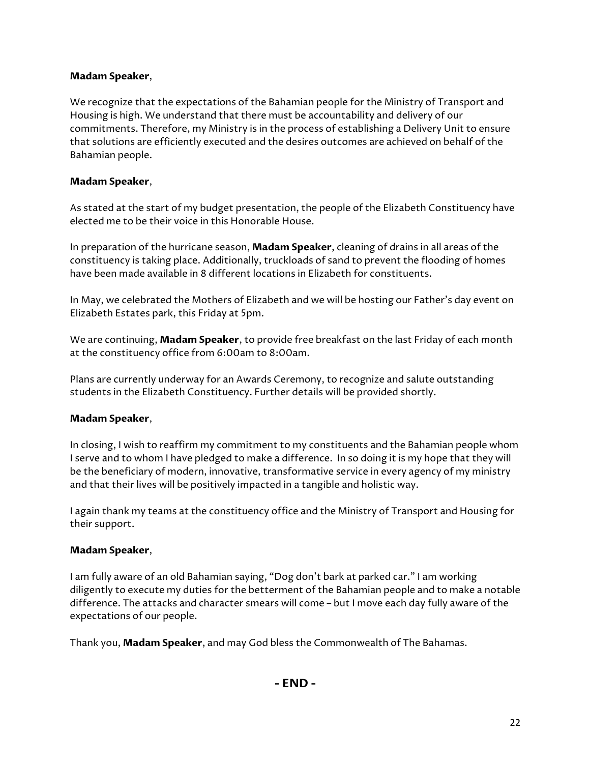**Madam Speaker**,

We recognize that the expectations of the Bahamian people for the Ministry of Transport and Housing is high. We understand that there must be accountability and delivery of our commitments. Therefore, my Ministry is in the process of establishing a Delivery Unit to ensure that solutions are efficiently executed and the desires outcomes are achieved on behalf of the Bahamian people.

**Madam Speaker**,

As stated at the start of my budget presentation, the people of the Elizabeth Constituency have elected me to be their voice in this Honorable House.

In preparation of the hurricane season, **Madam Speaker**, cleaning of drains in all areas of the constituency is taking place. Additionally, truckloads of sand to prevent the flooding of homes have been made available in 8 different locations in Elizabeth for constituents.

In May, we celebrated the Mothers of Elizabeth and we will be hosting our Father's day event on Elizabeth Estates park, this Friday at 5pm.

We are continuing, **Madam Speaker**, to provide free breakfast on the last Friday of each month at the constituency office from 6:00am to 8:00am.

Plans are currently underway for an Awards Ceremony, to recognize and salute outstanding students in the Elizabeth Constituency. Further details will be provided shortly.

**Madam Speaker**,

In closing, I wish to reaffirm my commitment to my constituents and the Bahamian people whom I serve and to whom I have pledged to make a difference. In so doing it is my hope that they will be the beneficiary of modern, innovative, transformative service in every agency of my ministry and that their lives will be positively impacted in a tangible and holistic way.

I again thank my teams at the constituency office and the Ministry of Transport and Housing for their support.

**Madam Speaker**,

I am fully aware of an old Bahamian saying, "Dog don't bark at parked car." I am working diligently to execute my duties for the betterment of the Bahamian people and to make a notable difference. The attacks and character smears will come – but I move each day fully aware of the expectations of our people.

Thank you, **Madam Speaker**, and may God bless the Commonwealth of The Bahamas.

**- END -**